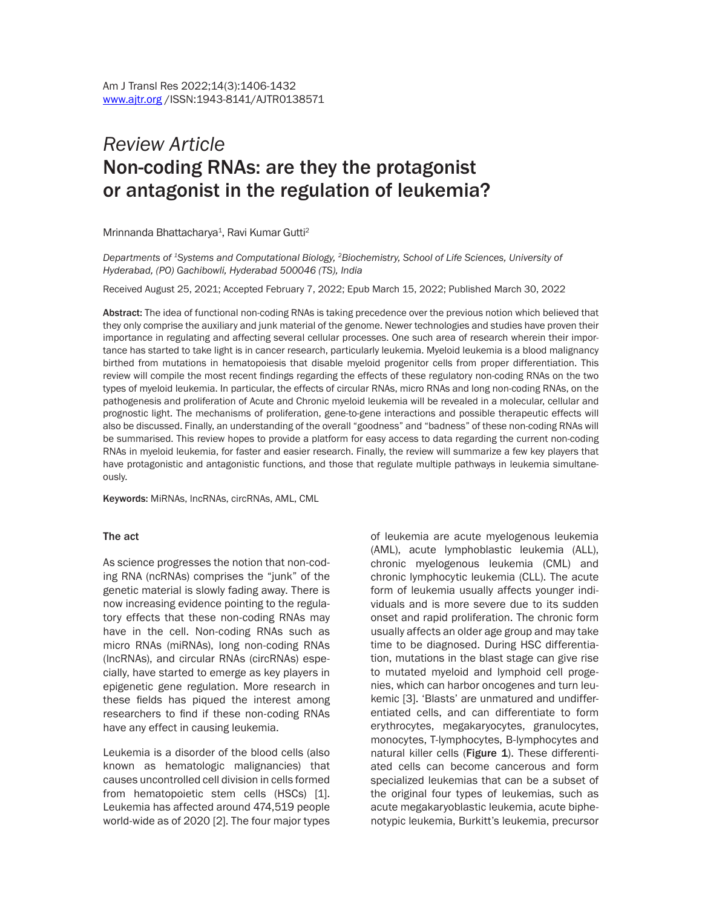*Review Article*

# Non-coding RNAs: are they the protagonist or antagonist in the regulation of leukemia?

Mrinnanda Bhattacharya[1], Ravi Kumar Gutti[2]

*Departments of [1]Systems and Computational Biology, [2]Biochemistry, School of Life Sciences, University of Hyderabad, (PO) Gachibowli, Hyderabad 500046 (TS), India*

Received August 25, 2021; Accepted February 7, 2022; Epub March 15, 2022; Published March 30, 2022

**Abstract:** The idea of functional non-coding RNAs is taking precedence over the previous notion which believed that they only comprise the auxiliary and junk material of the genome. Newer technologies and studies have proven their importance in regulating and affecting several cellular processes. One such area of research wherein their importance has started to take light is in cancer research, particularly leukemia. Myeloid leukemia is a blood malignancy birthed from mutations in hematopoiesis that disable myeloid progenitor cells from proper differentiation. This review will compile the most recent findings regarding the effects of these regulatory non-coding RNAs on the two types of myeloid leukemia. In particular, the effects of circular RNAs, micro RNAs and long non-coding RNAs, on the pathogenesis and proliferation of Acute and Chronic myeloid leukemia will be revealed in a molecular, cellular and prognostic light. The mechanisms of proliferation, gene-to-gene interactions and possible therapeutic effects will also be discussed. Finally, an understanding of the overall "goodness" and "badness" of these non-coding RNAs will be summarised. This review hopes to provide a platform for easy access to data regarding the current non-coding RNAs in myeloid leukemia, for faster and easier research. Finally, the review will summarize a few key players that have protagonistic and antagonistic functions, and those that regulate multiple pathways in leukemia simultaneously.

**Keywords:** MiRNAs, lncRNAs, circRNAs, AML, CML

## The act

As science progresses the notion that non-coding RNA (ncRNAs) comprises the "junk" of the genetic material is slowly fading away. There is now increasing evidence pointing to the regulatory effects that these non-coding RNAs may have in the cell. Non-coding RNAs such as micro RNAs (miRNAs), long non-coding RNAs (lncRNAs), and circular RNAs (circRNAs) especially, have started to emerge as key players in epigenetic gene regulation. More research in these fields has piqued the interest among researchers to find if these non-coding RNAs have any effect in causing leukemia.

Leukemia is a disorder of the blood cells (also known as hematologic malignancies) that causes uncontrolled cell division in cells formed from hematopoietic stem cells (HSCs) [1]. Leukemia has affected around 474,519 people world-wide as of 2020 [2]. The four major types of leukemia are acute myelogenous leukemia (AML), acute lymphoblastic leukemia (ALL), chronic myelogenous leukemia (CML) and chronic lymphocytic leukemia (CLL). The acute form of leukemia usually affects younger individuals and is more severe due to its sudden onset and rapid proliferation. The chronic form usually affects an older age group and may take time to be diagnosed. During HSC differentiation, mutations in the blast stage can give rise to mutated myeloid and lymphoid cell progenies, which can harbor oncogenes and turn leukemic [3]. 'Blasts' are unmatured and undifferentiated cells, and can differentiate to form erythrocytes, megakaryocytes, granulocytes, monocytes, T-lymphocytes, B-lymphocytes and natural killer cells (**Figure 1**). These differentiated cells can become cancerous and form specialized leukemias that can be a subset of the original four types of leukemias, such as acute megakaryoblastic leukemia, acute biphenotypic leukemia, Burkitt's leukemia, precursor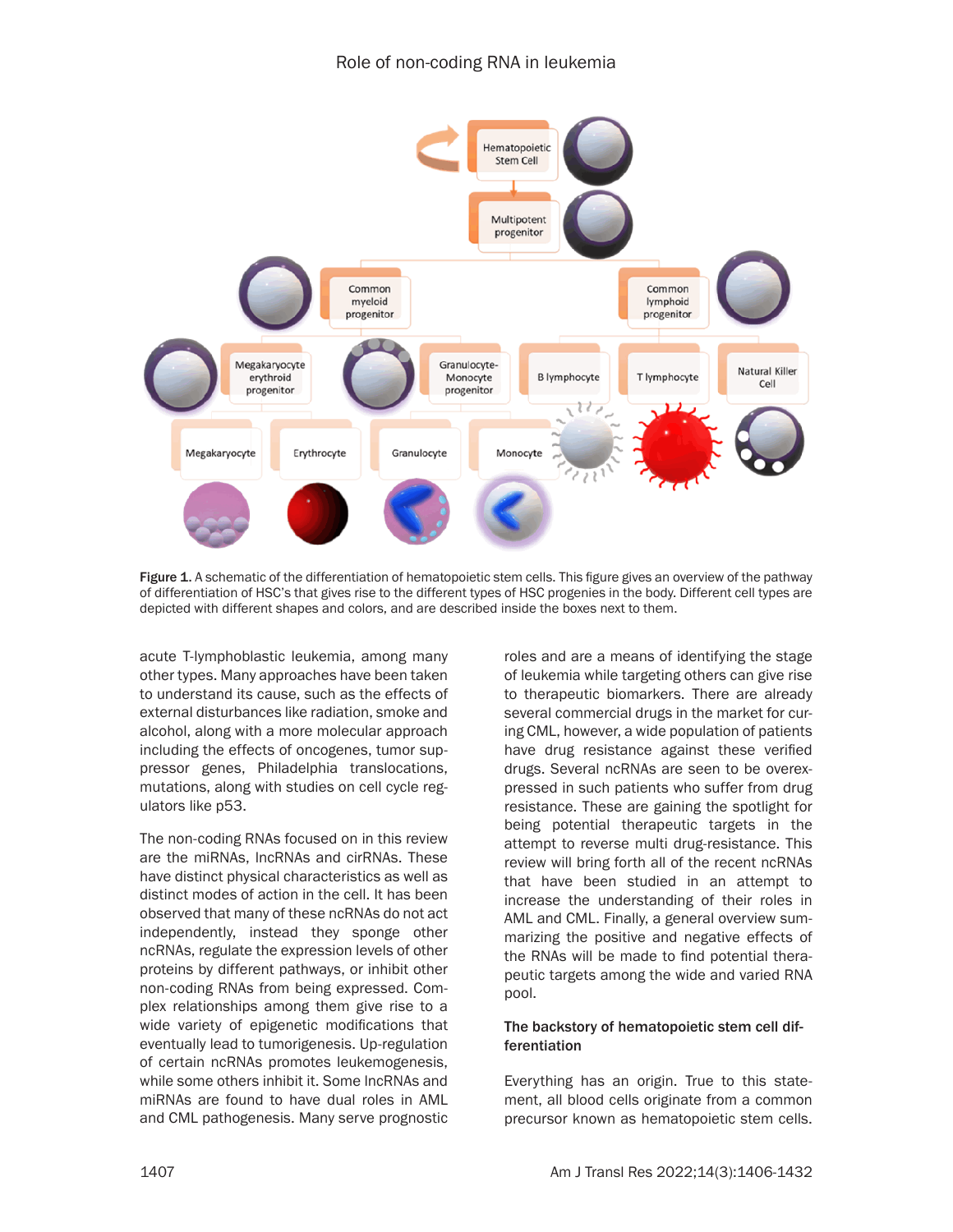Figure 1. A schematic of the differentiation of hematopoietic stem cells. This figure gives an overview of the pathway of differentiation of HSC's that gives rise to the different types of HSC progenies in the body. Different cell types are depicted with different shapes and colors, and are described inside the boxes next to them.

acute T-lymphoblastic leukemia, among many other types. Many approaches have been taken to understand its cause, such as the effects of external disturbances like radiation, smoke and alcohol, along with a more molecular approach including the effects of oncogenes, tumor suppressor genes, Philadelphia translocations, mutations, along with studies on cell cycle regulators like p53.

The non-coding RNAs focused on in this review are the miRNAs, lncRNAs and cirRNAs. These have distinct physical characteristics as well as distinct modes of action in the cell. It has been observed that many of these ncRNAs do not act independently, instead they sponge other ncRNAs, regulate the expression levels of other proteins by different pathways, or inhibit other non-coding RNAs from being expressed. Complex relationships among them give rise to a wide variety of epigenetic modifications that eventually lead to tumorigenesis. Up-regulation of certain ncRNAs promotes leukemogenesis, while some others inhibit it. Some lncRNAs and miRNAs are found to have dual roles in AML and CML pathogenesis. Many serve prognostic roles and are a means of identifying the stage of leukemia while targeting others can give rise to therapeutic biomarkers. There are already several commercial drugs in the market for curing CML, however, a wide population of patients have drug resistance against these verified drugs. Several ncRNAs are seen to be overexpressed in such patients who suffer from drug resistance. These are gaining the spotlight for being potential therapeutic targets in the attempt to reverse multi drug-resistance. This review will bring forth all of the recent ncRNAs that have been studied in an attempt to increase the understanding of their roles in AML and CML. Finally, a general overview summarizing the positive and negative effects of the RNAs will be made to find potential therapeutic targets among the wide and varied RNA pool.

## The backstory of hematopoietic stem cell differentiation

Everything has an origin. True to this statement, all blood cells originate from a common precursor known as hematopoietic stem cells.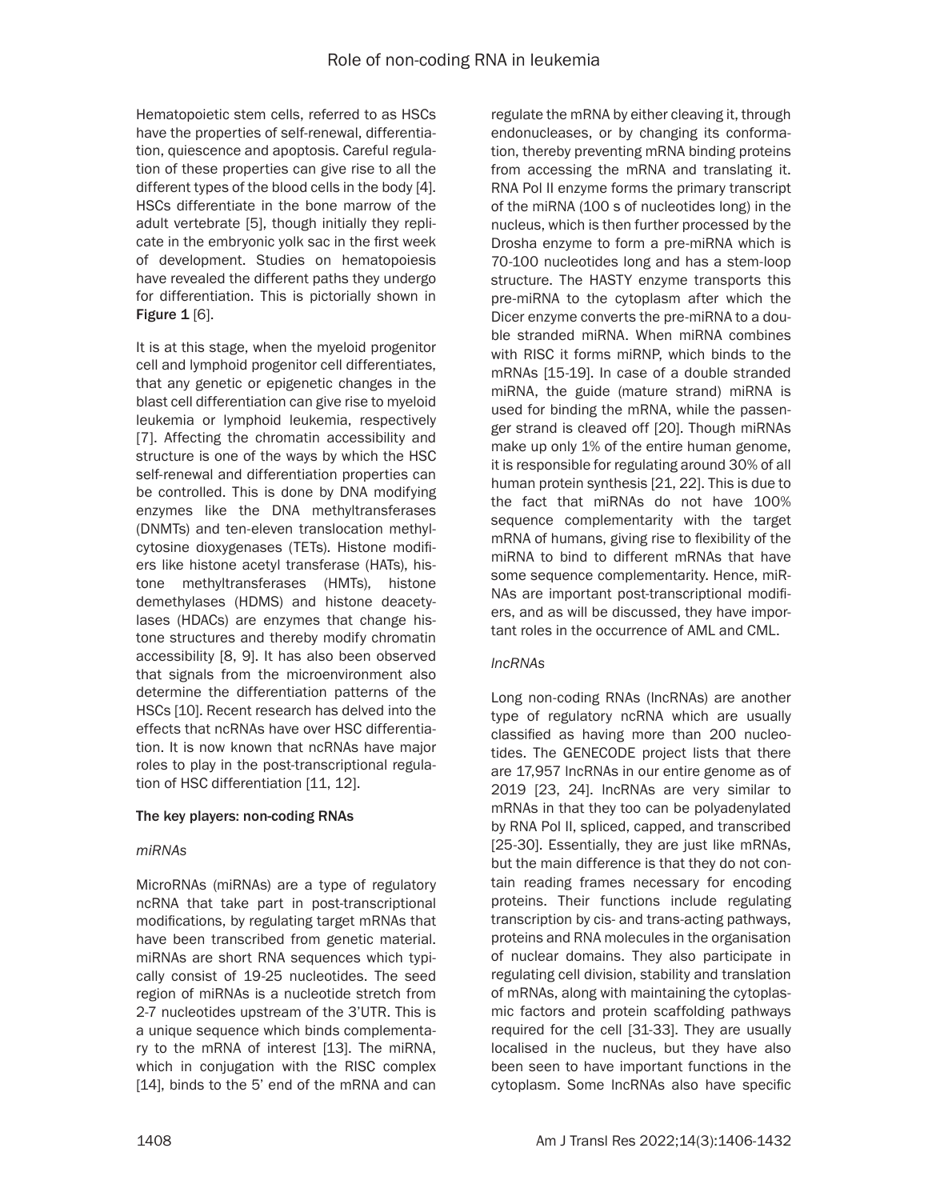Hematopoietic stem cells, referred to as HSCs have the properties of self-renewal, differentiation, quiescence and apoptosis. Careful regulation of these properties can give rise to all the different types of the blood cells in the body [4]. HSCs differentiate in the bone marrow of the adult vertebrate [5], though initially they replicate in the embryonic yolk sac in the first week of development. Studies on hematopoiesis have revealed the different paths they undergo for differentiation. This is pictorially shown in **Figure 1** [6].

It is at this stage, when the myeloid progenitor cell and lymphoid progenitor cell differentiates, that any genetic or epigenetic changes in the blast cell differentiation can give rise to myeloid leukemia or lymphoid leukemia, respectively [7]. Affecting the chromatin accessibility and structure is one of the ways by which the HSC self-renewal and differentiation properties can be controlled. This is done by DNA modifying enzymes like the DNA methyltransferases (DNMTs) and ten-eleven translocation methylcytosine dioxygenases (TETs). Histone modifiers like histone acetyl transferase (HATs), histone methyltransferases (HMTs), histone demethylases (HDMS) and histone deacetylases (HDACs) are enzymes that change histone structures and thereby modify chromatin accessibility [8, 9]. It has also been observed that signals from the microenvironment also determine the differentiation patterns of the HSCs [10]. Recent research has delved into the effects that ncRNAs have over HSC differentiation. It is now known that ncRNAs have major roles to play in the post-transcriptional regulation of HSC differentiation [11, 12].

## The key players: non-coding RNAs

### *miRNAs*

MicroRNAs (miRNAs) are a type of regulatory ncRNA that take part in post-transcriptional modifications, by regulating target mRNAs that have been transcribed from genetic material. miRNAs are short RNA sequences which typically consist of 19-25 nucleotides. The seed region of miRNAs is a nucleotide stretch from 2-7 nucleotides upstream of the 3'UTR. This is a unique sequence which binds complementary to the mRNA of interest [13]. The miRNA, which in conjugation with the RISC complex [14], binds to the 5' end of the mRNA and can regulate the mRNA by either cleaving it, through endonucleases, or by changing its conformation, thereby preventing mRNA binding proteins from accessing the mRNA and translating it. RNA Pol II enzyme forms the primary transcript of the miRNA (100 s of nucleotides long) in the nucleus, which is then further processed by the Drosha enzyme to form a pre-miRNA which is 70-100 nucleotides long and has a stem-loop structure. The HASTY enzyme transports this pre-miRNA to the cytoplasm after which the Dicer enzyme converts the pre-miRNA to a double stranded miRNA. When miRNA combines with RISC it forms miRNP, which binds to the mRNAs [15-19]. In case of a double stranded miRNA, the guide (mature strand) miRNA is used for binding the mRNA, while the passenger strand is cleaved off [20]. Though miRNAs make up only 1% of the entire human genome, it is responsible for regulating around 30% of all human protein synthesis [21, 22]. This is due to the fact that miRNAs do not have 100% sequence complementarity with the target mRNA of humans, giving rise to flexibility of the miRNA to bind to different mRNAs that have some sequence complementarity. Hence, miRNAs are important post-transcriptional modifiers, and as will be discussed, they have important roles in the occurrence of AML and CML.

### *lncRNAs*

Long non-coding RNAs (lncRNAs) are another type of regulatory ncRNA which are usually classified as having more than 200 nucleotides. The GENECODE project lists that there are 17,957 lncRNAs in our entire genome as of 2019 [23, 24]. lncRNAs are very similar to mRNAs in that they too can be polyadenylated by RNA Pol II, spliced, capped, and transcribed [25-30]. Essentially, they are just like mRNAs, but the main difference is that they do not contain reading frames necessary for encoding proteins. Their functions include regulating transcription by cis- and trans-acting pathways, proteins and RNA molecules in the organisation of nuclear domains. They also participate in regulating cell division, stability and translation of mRNAs, along with maintaining the cytoplasmic factors and protein scaffolding pathways required for the cell [31-33]. They are usually localised in the nucleus, but they have also been seen to have important functions in the cytoplasm. Some lncRNAs also have specific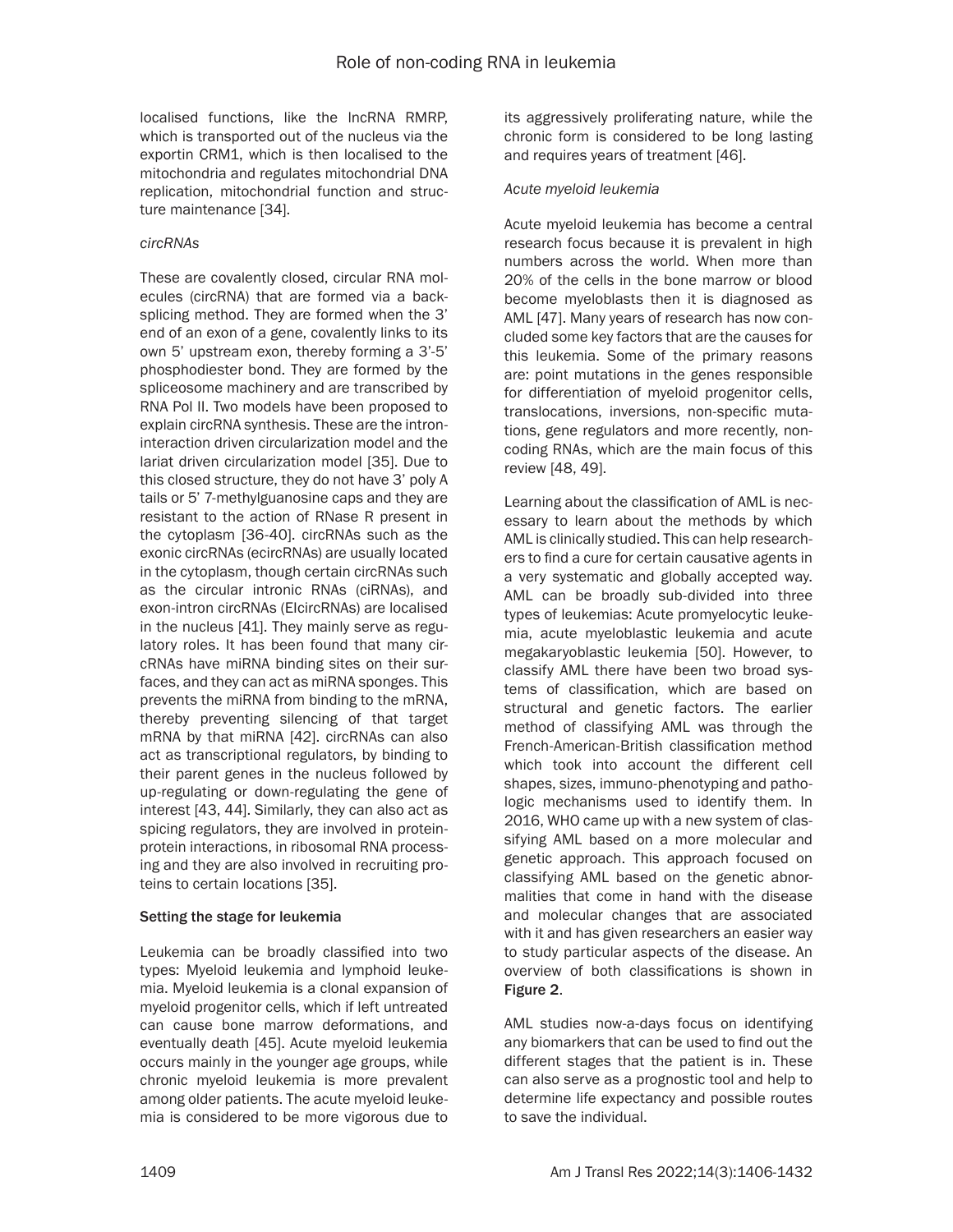localised functions, like the lncRNA RMRP, which is transported out of the nucleus via the exportin CRM1, which is then localised to the mitochondria and regulates mitochondrial DNA replication, mitochondrial function and structure maintenance [34].

### *circRNAs*

These are covalently closed, circular RNA molecules (circRNA) that are formed via a back-splicing method. They are formed when the 3' end of an exon of a gene, covalently links to its own 5' upstream exon, thereby forming a 3'-5' phosphodiester bond. They are formed by the spliceosome machinery and are transcribed by RNA Pol II. Two models have been proposed to explain circRNA synthesis. These are the intron-interaction driven circularization model and the lariat driven circularization model [35]. Due to this closed structure, they do not have 3' poly A tails or 5' 7-methylguanosine caps and they are resistant to the action of RNase R present in the cytoplasm [36-40]. circRNAs such as the exonic circRNAs (ecircRNAs) are usually located in the cytoplasm, though certain circRNAs such as the circular intronic RNAs (ciRNAs), and exon-intron circRNAs (EIcircRNAs) are localised in the nucleus [41]. They mainly serve as regulatory roles. It has been found that many circRNAs have miRNA binding sites on their surfaces, and they can act as miRNA sponges. This prevents the miRNA from binding to the mRNA, thereby preventing silencing of that target mRNA by that miRNA [42]. circRNAs can also act as transcriptional regulators, by binding to their parent genes in the nucleus followed by up-regulating or down-regulating the gene of interest [43, 44]. Similarly, they can also act as spicing regulators, they are involved in protein-protein interactions, in ribosomal RNA processing and they are also involved in recruiting proteins to certain locations [35].

## Setting the stage for leukemia

Leukemia can be broadly classified into two types: Myeloid leukemia and lymphoid leukemia. Myeloid leukemia is a clonal expansion of myeloid progenitor cells, which if left untreated can cause bone marrow deformations, and eventually death [45]. Acute myeloid leukemia occurs mainly in the younger age groups, while chronic myeloid leukemia is more prevalent among older patients. The acute myeloid leukemia is considered to be more vigorous due to its aggressively proliferating nature, while the chronic form is considered to be long lasting and requires years of treatment [46].

### *Acute myeloid leukemia*

Acute myeloid leukemia has become a central research focus because it is prevalent in high numbers across the world. When more than 20% of the cells in the bone marrow or blood become myeloblasts then it is diagnosed as AML [47]. Many years of research has now concluded some key factors that are the causes for this leukemia. Some of the primary reasons are: point mutations in the genes responsible for differentiation of myeloid progenitor cells, translocations, inversions, non-specific mutations, gene regulators and more recently, non-coding RNAs, which are the main focus of this review [48, 49].

Learning about the classification of AML is necessary to learn about the methods by which AML is clinically studied. This can help researchers to find a cure for certain causative agents in a very systematic and globally accepted way. AML can be broadly sub-divided into three types of leukemias: Acute promyelocytic leukemia, acute myeloblastic leukemia and acute megakaryoblastic leukemia [50]. However, to classify AML there have been two broad systems of classification, which are based on structural and genetic factors. The earlier method of classifying AML was through the French-American-British classification method which took into account the different cell shapes, sizes, immuno-phenotyping and pathologic mechanisms used to identify them. In 2016, WHO came up with a new system of classifying AML based on a more molecular and genetic approach. This approach focused on classifying AML based on the genetic abnormalities that come in hand with the disease and molecular changes that are associated with it and has given researchers an easier way to study particular aspects of the disease. An overview of both classifications is shown in **Figure 2**.

AML studies now-a-days focus on identifying any biomarkers that can be used to find out the different stages that the patient is in. These can also serve as a prognostic tool and help to determine life expectancy and possible routes to save the individual.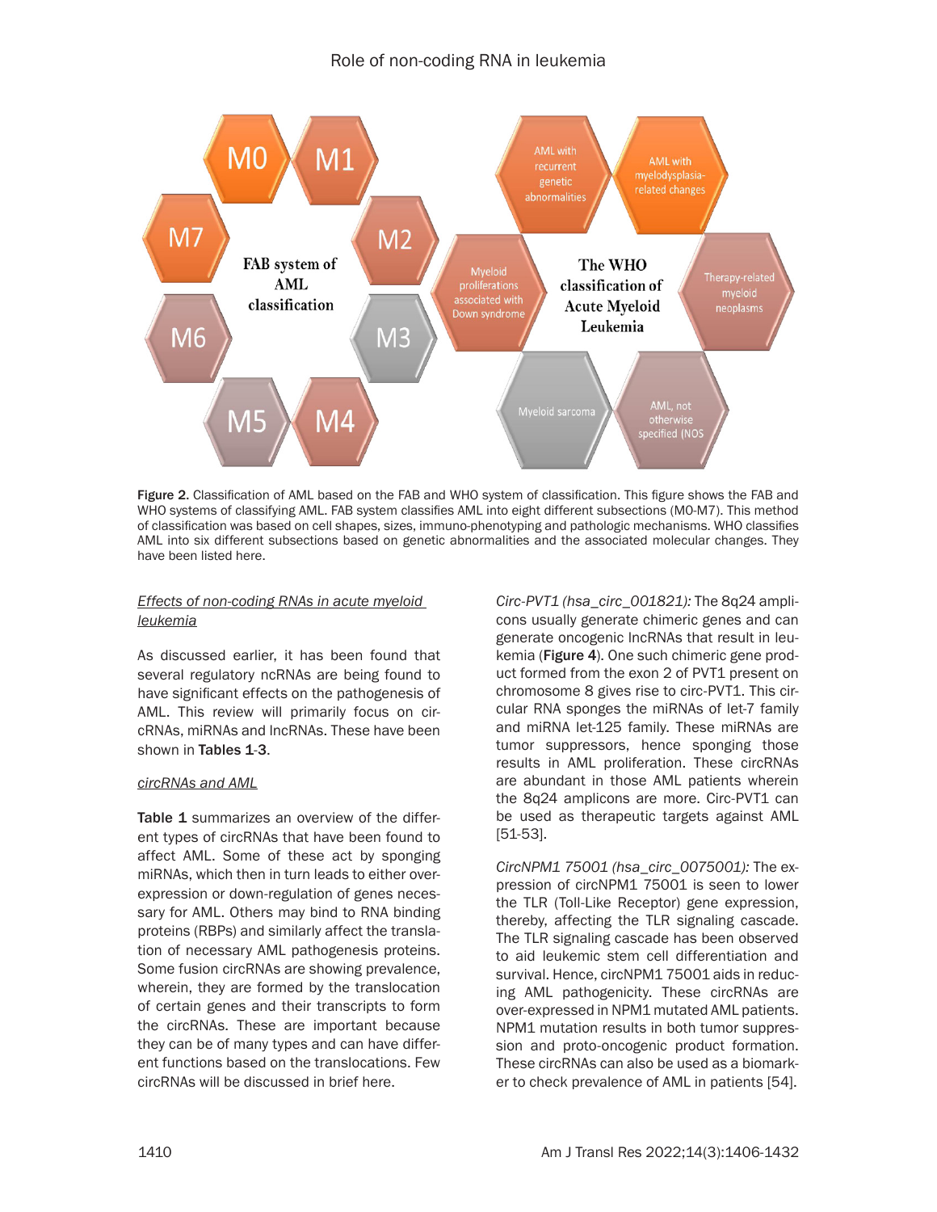Figure 2. Classification of AML based on the FAB and WHO system of classification. This figure shows the FAB and WHO systems of classifying AML. FAB system classifies AML into eight different subsections (M0-M7). This method of classification was based on cell shapes, sizes, immuno-phenotyping and pathologic mechanisms. WHO classifies AML into six different subsections based on genetic abnormalities and the associated molecular changes. They have been listed here.

*Effects of non-coding RNAs in acute myeloid leukemia*

As discussed earlier, it has been found that several regulatory ncRNAs are being found to have significant effects on the pathogenesis of AML. This review will primarily focus on circRNAs, miRNAs and lncRNAs. These have been shown in **Tables 1**-**3**.

*circRNAs and AML*

**Table 1** summarizes an overview of the different types of circRNAs that have been found to affect AML. Some of these act by sponging miRNAs, which then in turn leads to either overexpression or down-regulation of genes necessary for AML. Others may bind to RNA binding proteins (RBPs) and similarly affect the translation of necessary AML pathogenesis proteins. Some fusion circRNAs are showing prevalence, wherein, they are formed by the translocation of certain genes and their transcripts to form the circRNAs. These are important because they can be of many types and can have different functions based on the translocations. Few circRNAs will be discussed in brief here.

*Circ-PVT1 (hsa_circ_001821):* The 8q24 amplicons usually generate chimeric genes and can generate oncogenic lncRNAs that result in leukemia (**Figure 4**). One such chimeric gene product formed from the exon 2 of PVT1 present on chromosome 8 gives rise to circ-PVT1. This circular RNA sponges the miRNAs of let-7 family and miRNA let-125 family. These miRNAs are tumor suppressors, hence sponging those results in AML proliferation. These circRNAs are abundant in those AML patients wherein the 8q24 amplicons are more. Circ-PVT1 can be used as therapeutic targets against AML [51-53].

*CircNPM1 75001 (hsa_circ_0075001):* The expression of circNPM1 75001 is seen to lower the TLR (Toll-Like Receptor) gene expression, thereby, affecting the TLR signaling cascade. The TLR signaling cascade has been observed to aid leukemic stem cell differentiation and survival. Hence, circNPM1 75001 aids in reducing AML pathogenicity. These circRNAs are over-expressed in NPM1 mutated AML patients. NPM1 mutation results in both tumor suppression and proto-oncogenic product formation. These circRNAs can also be used as a biomarker to check prevalence of AML in patients [54].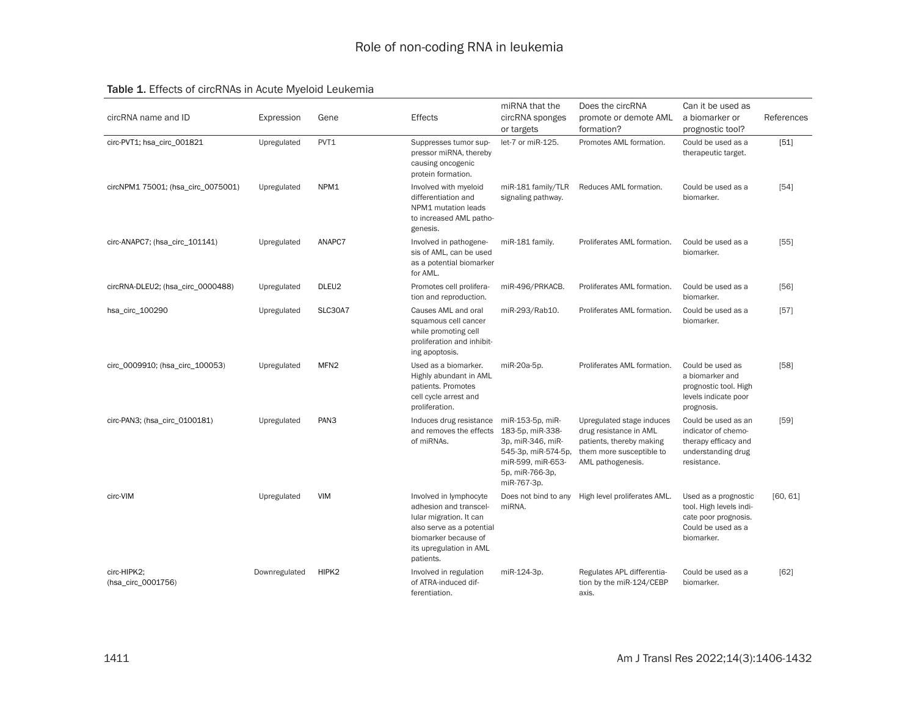**Table 1.** Effects of circRNAs in Acute Myeloid Leukemia

| circRNA name and ID | Expression | Gene | Effects | miRNA that the circRNA sponges or targets | Does the circRNA promote or demote AML formation? | Can it be used as a biomarker or prognostic tool? | References |
|---|---|---|---|---|---|---|---|
| circ-PVT1; hsa_circ_001821 | Upregulated | PVT1 | Suppresses tumor suppressor miRNA, thereby causing oncogenic protein formation. | let-7 or miR-125. | Promotes AML formation. | Could be used as a therapeutic target. | [51] |
| circNPM1 75001; (hsa_circ_0075001) | Upregulated | NPM1 | Involved with myeloid differentiation and NPM1 mutation leads to increased AML pathogenesis. | miR-181 family/TLR signaling pathway. | Reduces AML formation. | Could be used as a biomarker. | [54] |
| circ-ANAPC7; (hsa_circ_101141) | Upregulated | ANAPC7 | Involved in pathogenesis of AML, can be used as a potential biomarker for AML. | miR-181 family. | Proliferates AML formation. | Could be used as a biomarker. | [55] |
| circRNA-DLEU2; (hsa_circ_0000488) | Upregulated | DLEU2 | Promotes cell proliferation and reproduction. | miR-496/PRKACB. | Proliferates AML formation. | Could be used as a biomarker. | [56] |
| hsa_circ_100290 | Upregulated | SLC30A7 | Causes AML and oral squamous cell cancer while promoting cell proliferation and inhibiting apoptosis. | miR-293/Rab10. | Proliferates AML formation. | Could be used as a biomarker. | [57] |
| circ_0009910; (hsa_circ_100053) | Upregulated | MFN2 | Used as a biomarker. Highly abundant in AML patients. Promotes cell cycle arrest and proliferation. | miR-20a-5p. | Proliferates AML formation. | Could be used as a biomarker and prognostic tool. High levels indicate poor prognosis. | [58] |
| circ-PAN3; (hsa_circ_0100181) | Upregulated | PAN3 | Induces drug resistance and removes the effects of miRNAs. | miR-153-5p, miR-183-5p, miR-338-3p, miR-346, miR-545-3p, miR-574-5p, miR-599, miR-653-5p, miR-766-3p, miR-767-3p. | Upregulated stage induces drug resistance in AML patients, thereby making them more susceptible to AML pathogenesis. | Could be used as an indicator of chemotherapy efficacy and understanding drug resistance. | [59] |
| circ-VIM | Upregulated | VIM | Involved in lymphocyte adhesion and transcellular migration. It can also serve as a potential biomarker because of its upregulation in AML patients. | Does not bind to any miRNA. | High level proliferates AML. | Used as a prognostic tool. High levels indicate poor prognosis. Could be used as a biomarker. | [60, 61] |
| circ-HIPK2; (hsa_circ_0001756) | Downregulated | HIPK2 | Involved in regulation of ATRA-induced differentiation. | miR-124-3p. | Regulates APL differentiation by the miR-124/CEBP axis. | Could be used as a biomarker. | [62] |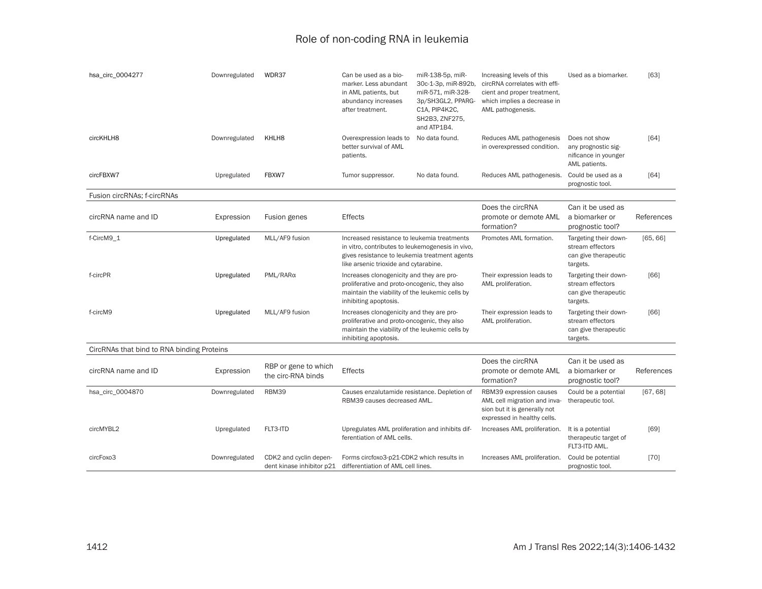| | | | | | | | |
|---|---|---|---|---|---|---|---|
| hsa_circ_0004277 | Downregulated | WDR37 | Can be used as a biomarker. Less abundant in AML patients, but abundancy increases after treatment. | miR-138-5p, miR-30c-1-3p, miR-892b, miR-571, miR-328-3p/SH3GL2, PPARGC1A, PIP4K2C, SH2B3, ZNF275, and ATP1B4. | Increasing levels of this circRNA correlates with efficient and proper treatment, which implies a decrease in AML pathogenesis. | Used as a biomarker. | [63] |
| circKHLH8 | Downregulated | KHLH8 | Overexpression leads to better survival of AML patients. | No data found. | Reduces AML pathogenesis in overexpressed condition. | Does not show any prognostic significance in younger AML patients. | [64] |
| circFBXW7 | Upregulated | FBXW7 | Tumor suppressor. | No data found. | Reduces AML pathogenesis. | Could be used as a prognostic tool. | [64] |

Fusion circRNAs; f-circRNAs

| circRNA name and ID | Expression | Fusion genes | Effects | Does the circRNA promote or demote AML formation? | Can it be used as a biomarker or prognostic tool? | References |
|---|---|---|---|---|---|---|
| f-CircM9_1 | Upregulated | MLL/AF9 fusion | Increased resistance to leukemia treatments in vitro, contributes to leukemogenesis in vivo, gives resistance to leukemia treatment agents like arsenic trioxide and cytarabine. | Promotes AML formation. | Targeting their downstream effectors can give therapeutic targets. | [65, 66] |
| f-circPR | Upregulated | PML/RARα | Increases clonogenicity and they are pro-proliferative and proto-oncogenic, they also maintain the viability of the leukemic cells by inhibiting apoptosis. | Their expression leads to AML proliferation. | Targeting their downstream effectors can give therapeutic targets. | [66] |
| f-circM9 | Upregulated | MLL/AF9 fusion | Increases clonogenicity and they are pro-proliferative and proto-oncogenic, they also maintain the viability of the leukemic cells by inhibiting apoptosis. | Their expression leads to AML proliferation. | Targeting their downstream effectors can give therapeutic targets. | [66] |

CircRNAs that bind to RNA binding Proteins

| circRNA name and ID | Expression | RBP or gene to which the circ-RNA binds | Effects | Does the circRNA promote or demote AML formation? | Can it be used as a biomarker or prognostic tool? | References |
|---|---|---|---|---|---|---|
| hsa_circ_0004870 | Downregulated | RBM39 | Causes enzalutamide resistance. Depletion of RBM39 causes decreased AML. | RBM39 expression causes AML cell migration and invasion but it is generally not expressed in healthy cells. | Could be a potential therapeutic tool. | [67, 68] |
| circMYBL2 | Upregulated | FLT3-ITD | Upregulates AML proliferation and inhibits differentiation of AML cells. | Increases AML proliferation. | It is a potential therapeutic target of FLT3-ITD AML. | [69] |
| circFoxo3 | Downregulated | CDK2 and cyclin dependent kinase inhibitor p21 | Forms circfoxo3-p21-CDK2 which results in differentiation of AML cell lines. | Increases AML proliferation. | Could be potential prognostic tool. | [70] |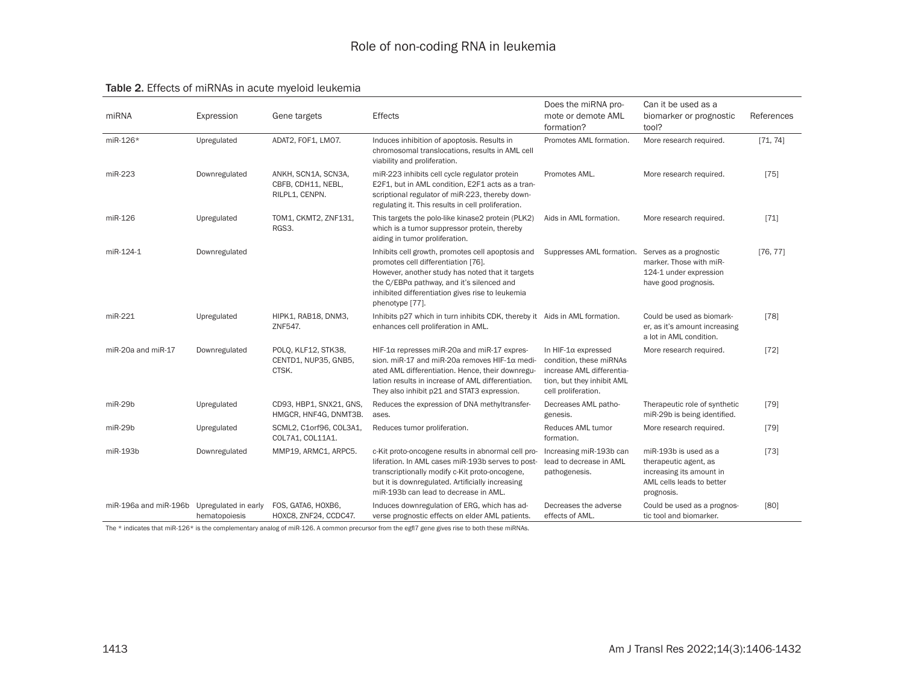**Table 2.** Effects of miRNAs in acute myeloid leukemia

| miRNA | Expression | Gene targets | Effects | Does the miRNA promote or demote AML formation? | Can it be used as a biomarker or prognostic tool? | References |
|---|---|---|---|---|---|---|
| miR-126* | Upregulated | ADAT2, FOF1, LMO7. | Induces inhibition of apoptosis. Results in chromosomal translocations, results in AML cell viability and proliferation. | Promotes AML formation. | More research required. | [71, 74] |
| miR-223 | Downregulated | ANKH, SCN1A, SCN3A, CBFB, CDH11, NEBL, RILPL1, CENPN. | miR-223 inhibits cell cycle regulator protein E2F1, but in AML condition, E2F1 acts as a transcriptional regulator of miR-223, thereby downregulating it. This results in cell proliferation. | Promotes AML. | More research required. | [75] |
| miR-126 | Upregulated | TOM1, CKMT2, ZNF131, RGS3. | This targets the polo-like kinase2 protein (PLK2) which is a tumor suppressor protein, thereby aiding in tumor proliferation. | Aids in AML formation. | More research required. | [71] |
| miR-124-1 | Downregulated | | Inhibits cell growth, promotes cell apoptosis and promotes cell differentiation [76]. However, another study has noted that it targets the C/EBPα pathway, and it's silenced and inhibited differentiation gives rise to leukemia phenotype [77]. | Suppresses AML formation. | Serves as a prognostic marker. Those with miR-124-1 under expression have good prognosis. | [76, 77] |
| miR-221 | Upregulated | HIPK1, RAB18, DNM3, ZNF547. | Inhibits p27 which in turn inhibits CDK, thereby it enhances cell proliferation in AML. | Aids in AML formation. | Could be used as biomarker, as it's amount increasing a lot in AML condition. | [78] |
| miR-20a and miR-17 | Downregulated | POLQ, KLF12, STK38, CENTD1, NUP35, GNB5, CTSK. | HIF-1α represses miR-20a and miR-17 expression. miR-17 and miR-20a removes HIF-1α mediated AML differentiation. Hence, their downregulation results in increase of AML differentiation. They also inhibit p21 and STAT3 expression. | In HIF-1α expressed condition, these miRNAs increase AML differentiation, but they inhibit AML cell proliferation. | More research required. | [72] |
| miR-29b | Upregulated | CD93, HBP1, SNX21, GNS, HMGCR, HNF4G, DNMT3B. | Reduces the expression of DNA methyltransferases. | Decreases AML pathogenesis. | Therapeutic role of synthetic miR-29b is being identified. | [79] |
| miR-29b | Upregulated | SCML2, C1orf96, COL3A1, COL7A1, COL11A1. | Reduces tumor proliferation. | Reduces AML tumor formation. | More research required. | [79] |
| miR-193b | Downregulated | MMP19, ARMC1, ARPC5. | c-Kit proto-oncogene results in abnormal cell proliferation. In AML cases miR-193b serves to post-transcriptionally modify c-Kit proto-oncogene, but it is downregulated. Artificially increasing miR-193b can lead to decrease in AML. | Increasing miR-193b can lead to decrease in AML pathogenesis. | miR-193b is used as a therapeutic agent, as increasing its amount in AML cells leads to better prognosis. | [73] |
| miR-196a and miR-196b | Upregulated in early hematopoiesis | FOS, GATA6, HOXB6, HOXC8, ZNF24, CCDC47. | Induces downregulation of ERG, which has adverse prognostic effects on elder AML patients. | Decreases the adverse effects of AML. | Could be used as a prognostic tool and biomarker. | [80] |

The * indicates that miR-126* is the complementary analog of miR-126. A common precursor from the egfl7 gene gives rise to both these miRNAs.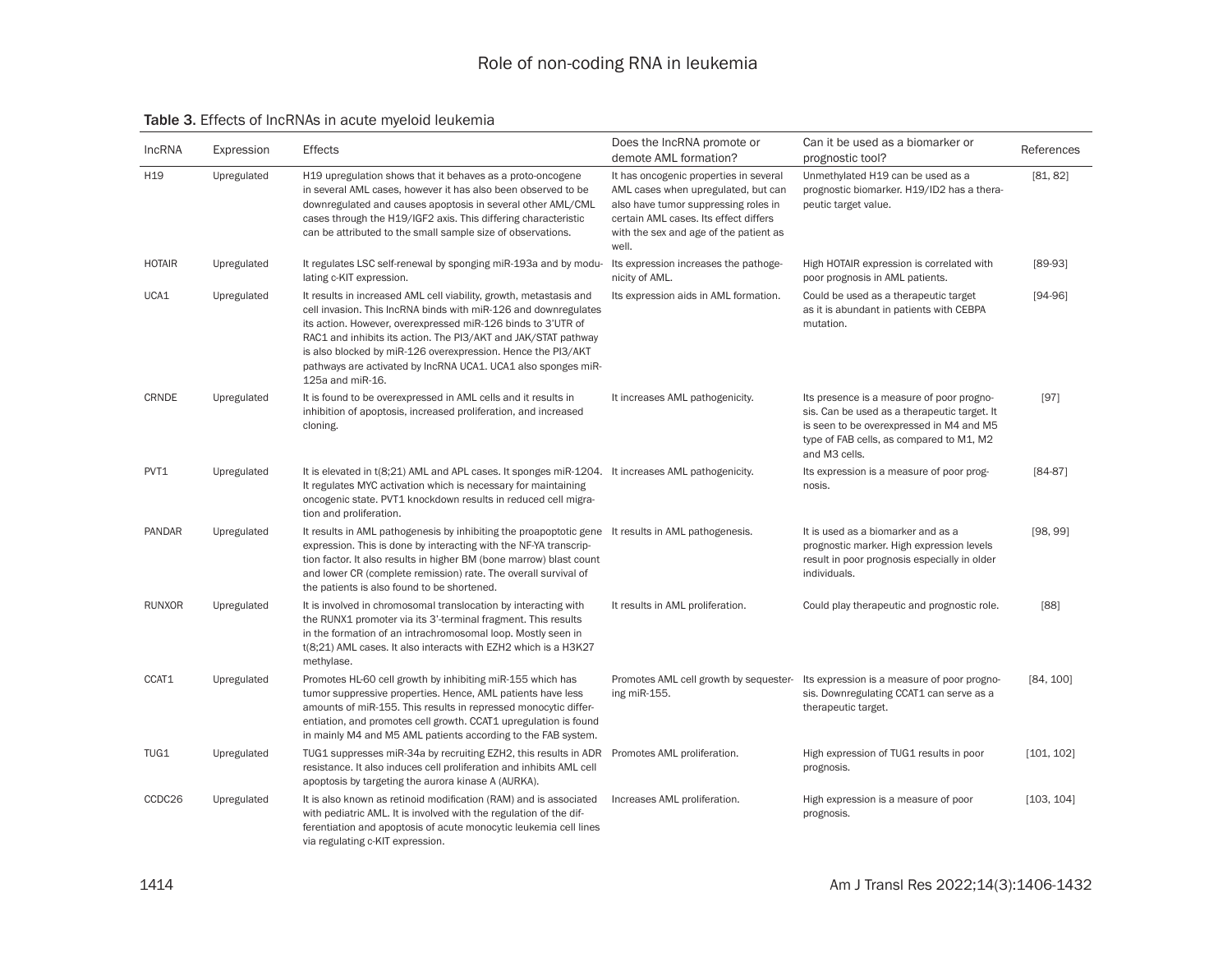**Table 3.** Effects of lncRNAs in acute myeloid leukemia

| lncRNA | Expression | Effects | Does the lncRNA promote or demote AML formation? | Can it be used as a biomarker or prognostic tool? | References |
|---|---|---|---|---|---|
| H19 | Upregulated | H19 upregulation shows that it behaves as a proto-oncogene in several AML cases, however it has also been observed to be downregulated and causes apoptosis in several other AML/CML cases through the H19/IGF2 axis. This differing characteristic can be attributed to the small sample size of observations. | It has oncogenic properties in several AML cases when upregulated, but can also have tumor suppressing roles in certain AML cases. Its effect differs with the sex and age of the patient as well. | Unmethylated H19 can be used as a prognostic biomarker. H19/ID2 has a therapeutic target value. | [81, 82] |
| HOTAIR | Upregulated | It regulates LSC self-renewal by sponging miR-193a and by modulating c-KIT expression. | Its expression increases the pathogenicity of AML. | High HOTAIR expression is correlated with poor prognosis in AML patients. | [89-93] |
| UCA1 | Upregulated | It results in increased AML cell viability, growth, metastasis and cell invasion. This lncRNA binds with miR-126 and downregulates its action. However, overexpressed miR-126 binds to 3'UTR of RAC1 and inhibits its action. The PI3/AKT and JAK/STAT pathway is also blocked by miR-126 overexpression. Hence the PI3/AKT pathways are activated by lncRNA UCA1. UCA1 also sponges miR-125a and miR-16. | Its expression aids in AML formation. | Could be used as a therapeutic target as it is abundant in patients with CEBPA mutation. | [94-96] |
| CRNDE | Upregulated | It is found to be overexpressed in AML cells and it results in inhibition of apoptosis, increased proliferation, and increased cloning. | It increases AML pathogenicity. | Its presence is a measure of poor prognosis. Can be used as a therapeutic target. It is seen to be overexpressed in M4 and M5 type of FAB cells, as compared to M1, M2 and M3 cells. | [97] |
| PVT1 | Upregulated | It is elevated in t(8;21) AML and APL cases. It sponges miR-1204. It regulates MYC activation which is necessary for maintaining oncogenic state. PVT1 knockdown results in reduced cell migration and proliferation. | It increases AML pathogenicity. | Its expression is a measure of poor prognosis. | [84-87] |
| PANDAR | Upregulated | It results in AML pathogenesis by inhibiting the proapoptotic gene expression. This is done by interacting with the NF-YA transcription factor. It also results in higher BM (bone marrow) blast count and lower CR (complete remission) rate. The overall survival of the patients is also found to be shortened. | It results in AML pathogenesis. | It is used as a biomarker and as a prognostic marker. High expression levels result in poor prognosis especially in older individuals. | [98, 99] |
| RUNXOR | Upregulated | It is involved in chromosomal translocation by interacting with the RUNX1 promoter via its 3'-terminal fragment. This results in the formation of an intrachromosomal loop. Mostly seen in t(8;21) AML cases. It also interacts with EZH2 which is a H3K27 methylase. | It results in AML proliferation. | Could play therapeutic and prognostic role. | [88] |
| CCAT1 | Upregulated | Promotes HL-60 cell growth by inhibiting miR-155 which has tumor suppressive properties. Hence, AML patients have less amounts of miR-155. This results in repressed monocytic differentiation, and promotes cell growth. CCAT1 upregulation is found in mainly M4 and M5 AML patients according to the FAB system. | Promotes AML cell growth by sequestering miR-155. | Its expression is a measure of poor prognosis. Downregulating CCAT1 can serve as a therapeutic target. | [84, 100] |
| TUG1 | Upregulated | TUG1 suppresses miR-34a by recruiting EZH2, this results in ADR resistance. It also induces cell proliferation and inhibits AML cell apoptosis by targeting the aurora kinase A (AURKA). | Promotes AML proliferation. | High expression of TUG1 results in poor prognosis. | [101, 102] |
| CCDC26 | Upregulated | It is also known as retinoid modification (RAM) and is associated with pediatric AML. It is involved with the regulation of the differentiation and apoptosis of acute monocytic leukemia cell lines via regulating c-KIT expression. | Increases AML proliferation. | High expression is a measure of poor prognosis. | [103, 104] |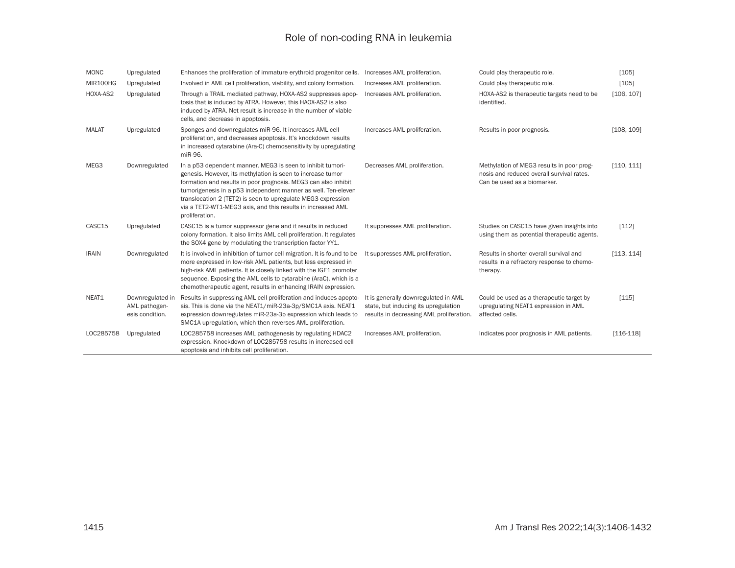| | | | | | |
|---|---|---|---|---|---|
| MONC | Upregulated | Enhances the proliferation of immature erythroid progenitor cells. | Increases AML proliferation. | Could play therapeutic role. | [105] |
| MIR100HG | Upregulated | Involved in AML cell proliferation, viability, and colony formation. | Increases AML proliferation. | Could play therapeutic role. | [105] |
| HOXA-AS2 | Upregulated | Through a TRAIL mediated pathway, HOXA-AS2 suppresses apoptosis that is induced by ATRA. However, this HAOX-AS2 is also induced by ATRA. Net result is increase in the number of viable cells, and decrease in apoptosis. | Increases AML proliferation. | HOXA-AS2 is therapeutic targets need to be identified. | [106, 107] |
| MALAT | Upregulated | Sponges and downregulates miR-96. It increases AML cell proliferation, and decreases apoptosis. It's knockdown results in increased cytarabine (Ara-C) chemosensitivity by upregulating miR-96. | Increases AML proliferation. | Results in poor prognosis. | [108, 109] |
| MEG3 | Downregulated | In a p53 dependent manner, MEG3 is seen to inhibit tumorigenesis. However, its methylation is seen to increase tumor formation and results in poor prognosis. MEG3 can also inhibit tumorigenesis in a p53 independent manner as well. Ten-eleven translocation 2 (TET2) is seen to upregulate MEG3 expression via a TET2-WT1-MEG3 axis, and this results in increased AML proliferation. | Decreases AML proliferation. | Methylation of MEG3 results in poor prognosis and reduced overall survival rates. Can be used as a biomarker. | [110, 111] |
| CASC15 | Upregulated | CASC15 is a tumor suppressor gene and it results in reduced colony formation. It also limits AML cell proliferation. It regulates the SOX4 gene by modulating the transcription factor YY1. | It suppresses AML proliferation. | Studies on CASC15 have given insights into using them as potential therapeutic agents. | [112] |
| IRAIN | Downregulated | It is involved in inhibition of tumor cell migration. It is found to be more expressed in low-risk AML patients, but less expressed in high-risk AML patients. It is closely linked with the IGF1 promoter sequence. Exposing the AML cells to cytarabine (AraC), which is a chemotherapeutic agent, results in enhancing IRAIN expression. | It suppresses AML proliferation. | Results in shorter overall survival and results in a refractory response to chemotherapy. | [113, 114] |
| NEAT1 | Downregulated in AML pathogenesis condition. | Results in suppressing AML cell proliferation and induces apoptosis. This is done via the NEAT1/miR-23a-3p/SMC1A axis. NEAT1 expression downregulates miR-23a-3p expression which leads to SMC1A upregulation, which then reverses AML proliferation. | It is generally downregulated in AML state, but inducing its upregulation results in decreasing AML proliferation. | Could be used as a therapeutic target by upregulating NEAT1 expression in AML affected cells. | [115] |
| LOC285758 | Upregulated | LOC285758 increases AML pathogenesis by regulating HDAC2 expression. Knockdown of LOC285758 results in increased cell apoptosis and inhibits cell proliferation. | Increases AML proliferation. | Indicates poor prognosis in AML patients. | [116-118] |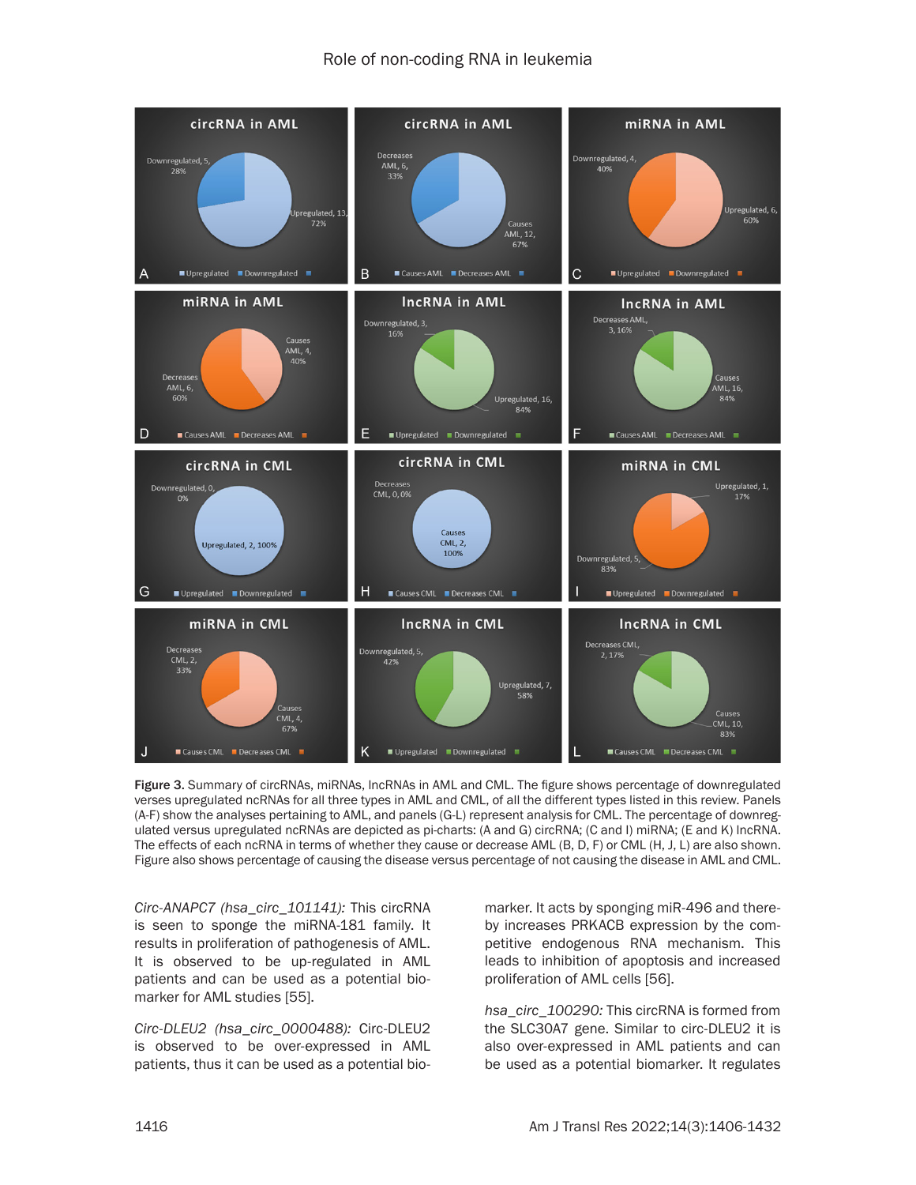Figure 3. Summary of circRNAs, miRNAs, lncRNAs in AML and CML. The figure shows percentage of downregulated verses upregulated ncRNAs for all three types in AML and CML, of all the different types listed in this review. Panels (A-F) show the analyses pertaining to AML, and panels (G-L) represent analysis for CML. The percentage of downregulated versus upregulated ncRNAs are depicted as pi-charts: (A and G) circRNA; (C and I) miRNA; (E and K) lncRNA. The effects of each ncRNA in terms of whether they cause or decrease AML (B, D, F) or CML (H, J, L) are also shown. Figure also shows percentage of causing the disease versus percentage of not causing the disease in AML and CML.

*Circ-ANAPC7 (hsa_circ_101141):* This circRNA is seen to sponge the miRNA-181 family. It results in proliferation of pathogenesis of AML. It is observed to be up-regulated in AML patients and can be used as a potential biomarker for AML studies [55].

*Circ-DLEU2 (hsa_circ_0000488):* Circ-DLEU2 is observed to be over-expressed in AML patients, thus it can be used as a potential biomarker. It acts by sponging miR-496 and thereby increases PRKACB expression by the competitive endogenous RNA mechanism. This leads to inhibition of apoptosis and increased proliferation of AML cells [56].

*hsa_circ_100290:* This circRNA is formed from the SLC30A7 gene. Similar to circ-DLEU2 it is also over-expressed in AML patients and can be used as a potential biomarker. It regulates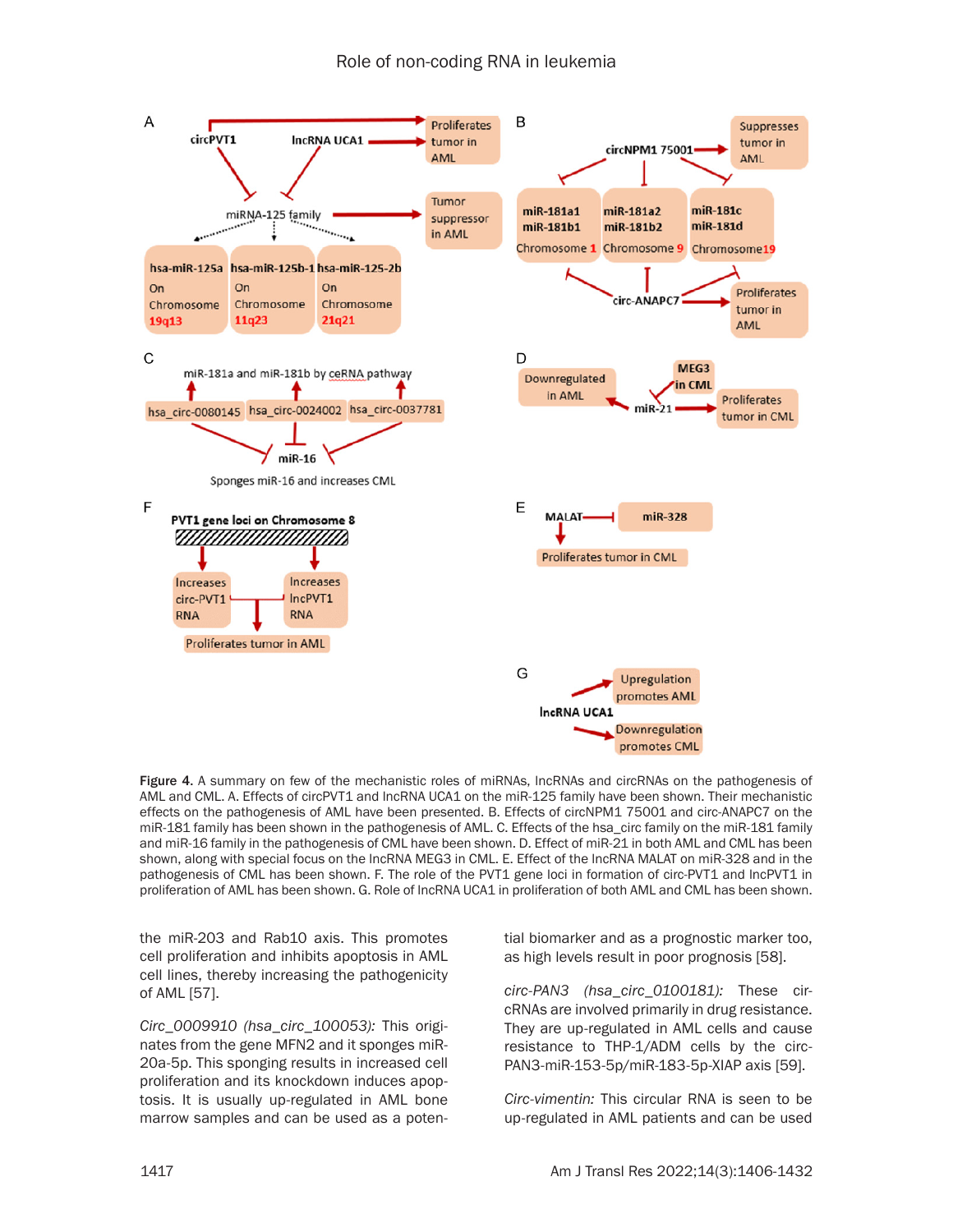**Figure 4.** A summary on few of the mechanistic roles of miRNAs, lncRNAs and circRNAs on the pathogenesis of AML and CML. A. Effects of circPVT1 and lncRNA UCA1 on the miR-125 family have been shown. Their mechanistic effects on the pathogenesis of AML have been presented. B. Effects of circNPM1 75001 and circ-ANAPC7 on the miR-181 family has been shown in the pathogenesis of AML. C. Effects of the hsa_circ family on the miR-181 family and miR-16 family in the pathogenesis of CML have been shown. D. Effect of miR-21 in both AML and CML has been shown, along with special focus on the lncRNA MEG3 in CML. E. Effect of the lncRNA MALAT on miR-328 and in the pathogenesis of CML has been shown. F. The role of the PVT1 gene loci in formation of circ-PVT1 and lncPVT1 in proliferation of AML has been shown. G. Role of lncRNA UCA1 in proliferation of both AML and CML has been shown.

the miR-203 and Rab10 axis. This promotes cell proliferation and inhibits apoptosis in AML cell lines, thereby increasing the pathogenicity of AML [57].

*Circ_0009910 (hsa_circ_100053):* This originates from the gene MFN2 and it sponges miR-20a-5p. This sponging results in increased cell proliferation and its knockdown induces apoptosis. It is usually up-regulated in AML bone marrow samples and can be used as a potential biomarker and as a prognostic marker too, as high levels result in poor prognosis [58].

*circ-PAN3 (hsa_circ_0100181):* These circRNAs are involved primarily in drug resistance. They are up-regulated in AML cells and cause resistance to THP-1/ADM cells by the circ-PAN3-miR-153-5p/miR-183-5p-XIAP axis [59].

*Circ-vimentin:* This circular RNA is seen to be up-regulated in AML patients and can be used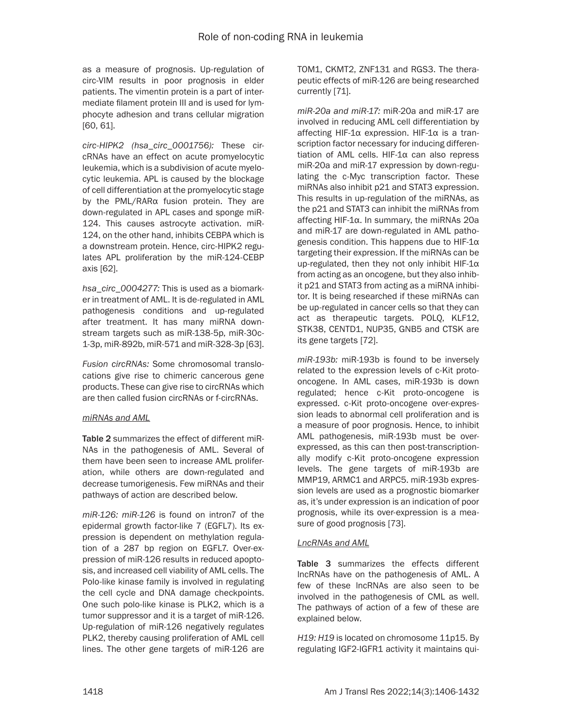as a measure of prognosis. Up-regulation of circ-VIM results in poor prognosis in elder patients. The vimentin protein is a part of intermediate filament protein III and is used for lymphocyte adhesion and trans cellular migration [60, 61].

*circ-HIPK2 (hsa_circ_0001756):* These circRNAs have an effect on acute promyelocytic leukemia, which is a subdivision of acute myelocytic leukemia. APL is caused by the blockage of cell differentiation at the promyelocytic stage by the PML/RARα fusion protein. They are down-regulated in APL cases and sponge miR-124. This causes astrocyte activation. miR-124, on the other hand, inhibits CEBPA which is a downstream protein. Hence, circ-HIPK2 regulates APL proliferation by the miR-124-CEBP axis [62].

*hsa_circ_0004277:* This is used as a biomarker in treatment of AML. It is de-regulated in AML pathogenesis conditions and up-regulated after treatment. It has many miRNA downstream targets such as miR-138-5p, miR-30c-1-3p, miR-892b, miR-571 and miR-328-3p [63].

*Fusion circRNAs:* Some chromosomal translocations give rise to chimeric cancerous gene products. These can give rise to circRNAs which are then called fusion circRNAs or f-circRNAs.

*miRNAs and AML*

**Table 2** summarizes the effect of different miRNAs in the pathogenesis of AML. Several of them have been seen to increase AML proliferation, while others are down-regulated and decrease tumorigenesis. Few miRNAs and their pathways of action are described below.

*miR-126: miR-126* is found on intron7 of the epidermal growth factor-like 7 (EGFL7). Its expression is dependent on methylation regulation of a 287 bp region on EGFL7. Over-expression of miR-126 results in reduced apoptosis, and increased cell viability of AML cells. The Polo-like kinase family is involved in regulating the cell cycle and DNA damage checkpoints. One such polo-like kinase is PLK2, which is a tumor suppressor and it is a target of miR-126. Up-regulation of miR-126 negatively regulates PLK2, thereby causing proliferation of AML cell lines. The other gene targets of miR-126 are TOM1, CKMT2, ZNF131 and RGS3. The therapeutic effects of miR-126 are being researched currently [71].

*miR-20a and miR-17:* miR-20a and miR-17 are involved in reducing AML cell differentiation by affecting HIF-1α expression. HIF-1α is a transcription factor necessary for inducing differentiation of AML cells. HIF-1α can also repress miR-20a and miR-17 expression by down-regulating the c-Myc transcription factor. These miRNAs also inhibit p21 and STAT3 expression. This results in up-regulation of the miRNAs, as the p21 and STAT3 can inhibit the miRNAs from affecting HIF-1α. In summary, the miRNAs 20a and miR-17 are down-regulated in AML pathogenesis condition. This happens due to HIF-1α targeting their expression. If the miRNAs can be up-regulated, then they not only inhibit HIF-1α from acting as an oncogene, but they also inhibit p21 and STAT3 from acting as a miRNA inhibitor. It is being researched if these miRNAs can be up-regulated in cancer cells so that they can act as therapeutic targets. POLQ, KLF12, STK38, CENTD1, NUP35, GNB5 and CTSK are its gene targets [72].

*miR-193b:* miR-193b is found to be inversely related to the expression levels of c-Kit proto-oncogene. In AML cases, miR-193b is down regulated; hence c-Kit proto-oncogene is expressed. c-Kit proto-oncogene over-expression leads to abnormal cell proliferation and is a measure of poor prognosis. Hence, to inhibit AML pathogenesis, miR-193b must be over-expressed, as this can then post-transcriptionally modify c-Kit proto-oncogene expression levels. The gene targets of miR-193b are MMP19, ARMC1 and ARPC5. miR-193b expression levels are used as a prognostic biomarker as, it's under expression is an indication of poor prognosis, while its over-expression is a measure of good prognosis [73].

*LncRNAs and AML*

**Table 3** summarizes the effects different lncRNAs have on the pathogenesis of AML. A few of these lncRNAs are also seen to be involved in the pathogenesis of CML as well. The pathways of action of a few of these are explained below.

*H19: H19* is located on chromosome 11p15. By regulating IGF2-IGFR1 activity it maintains qui-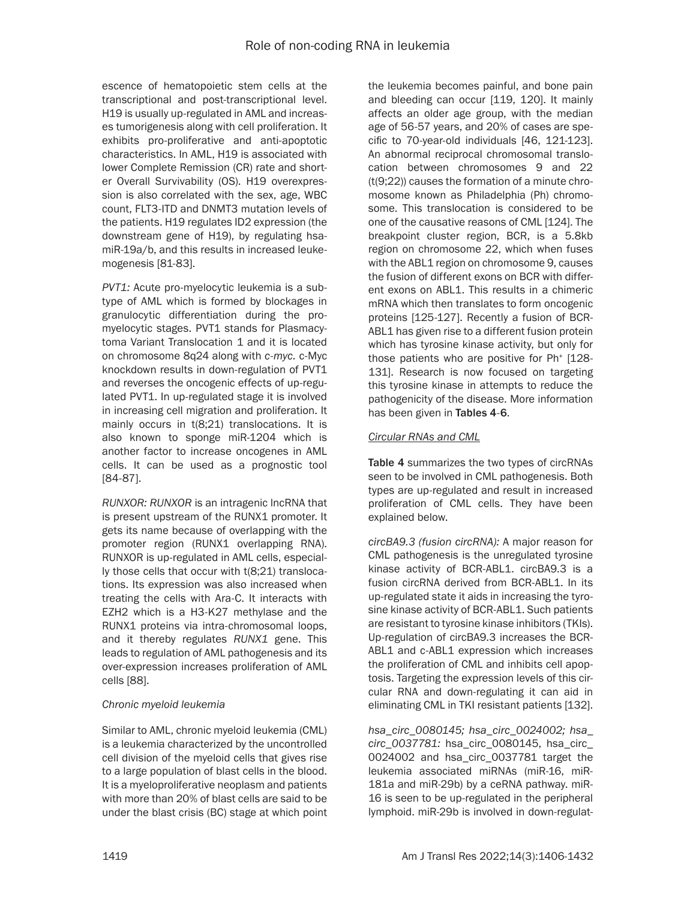escence of hematopoietic stem cells at the transcriptional and post-transcriptional level. H19 is usually up-regulated in AML and increases tumorigenesis along with cell proliferation. It exhibits pro-proliferative and anti-apoptotic characteristics. In AML, H19 is associated with lower Complete Remission (CR) rate and shorter Overall Survivability (OS). H19 overexpression is also correlated with the sex, age, WBC count, FLT3-ITD and DNMT3 mutation levels of the patients. H19 regulates ID2 expression (the downstream gene of H19), by regulating hsa-miR-19a/b, and this results in increased leukemogenesis [81-83].

*PVT1:* Acute pro-myelocytic leukemia is a subtype of AML which is formed by blockages in granulocytic differentiation during the pro-myelocytic stages. PVT1 stands for Plasmacytoma Variant Translocation 1 and it is located on chromosome 8q24 along with *c-myc*. c-Myc knockdown results in down-regulation of PVT1 and reverses the oncogenic effects of up-regulated PVT1. In up-regulated stage it is involved in increasing cell migration and proliferation. It mainly occurs in t(8;21) translocations. It is also known to sponge miR-1204 which is another factor to increase oncogenes in AML cells. It can be used as a prognostic tool [84-87].

*RUNXOR: RUNXOR* is an intragenic lncRNA that is present upstream of the RUNX1 promoter. It gets its name because of overlapping with the promoter region (RUNX1 overlapping RNA). RUNXOR is up-regulated in AML cells, especially those cells that occur with t(8;21) translocations. Its expression was also increased when treating the cells with Ara-C. It interacts with EZH2 which is a H3-K27 methylase and the RUNX1 proteins via intra-chromosomal loops, and it thereby regulates *RUNX1* gene. This leads to regulation of AML pathogenesis and its over-expression increases proliferation of AML cells [88].

### *Chronic myeloid leukemia*

Similar to AML, chronic myeloid leukemia (CML) is a leukemia characterized by the uncontrolled cell division of the myeloid cells that gives rise to a large population of blast cells in the blood. It is a myeloproliferative neoplasm and patients with more than 20% of blast cells are said to be under the blast crisis (BC) stage at which point the leukemia becomes painful, and bone pain and bleeding can occur [119, 120]. It mainly affects an older age group, with the median age of 56-57 years, and 20% of cases are specific to 70-year-old individuals [46, 121-123]. An abnormal reciprocal chromosomal translocation between chromosomes 9 and 22 (t(9;22)) causes the formation of a minute chromosome known as Philadelphia (Ph) chromosome. This translocation is considered to be one of the causative reasons of CML [124]. The breakpoint cluster region, BCR, is a 5.8kb region on chromosome 22, which when fuses with the ABL1 region on chromosome 9, causes the fusion of different exons on BCR with different exons on ABL1. This results in a chimeric mRNA which then translates to form oncogenic proteins [125-127]. Recently a fusion of BCR-ABL1 has given rise to a different fusion protein which has tyrosine kinase activity, but only for those patients who are positive for $Ph^+$ [128-131]. Research is now focused on targeting this tyrosine kinase in attempts to reduce the pathogenicity of the disease. More information has been given in **Tables 4-6**.

#### *Circular RNAs and CML*

**Table 4** summarizes the two types of circRNAs seen to be involved in CML pathogenesis. Both types are up-regulated and result in increased proliferation of CML cells. They have been explained below.

*circBA9.3 (fusion circRNA):* A major reason for CML pathogenesis is the unregulated tyrosine kinase activity of BCR-ABL1. circBA9.3 is a fusion circRNA derived from BCR-ABL1. In its up-regulated state it aids in increasing the tyrosine kinase activity of BCR-ABL1. Such patients are resistant to tyrosine kinase inhibitors (TKIs). Up-regulation of circBA9.3 increases the BCR-ABL1 and c-ABL1 expression which increases the proliferation of CML and inhibits cell apoptosis. Targeting the expression levels of this circular RNA and down-regulating it can aid in eliminating CML in TKI resistant patients [132].

*hsa_circ_0080145; hsa_circ_0024002; hsa_circ_0037781:* hsa_circ_0080145, hsa_circ_0024002 and hsa_circ_0037781 target the leukemia associated miRNAs (miR-16, miR-181a and miR-29b) by a ceRNA pathway. miR-16 is seen to be up-regulated in the peripheral lymphoid. miR-29b is involved in down-regulat-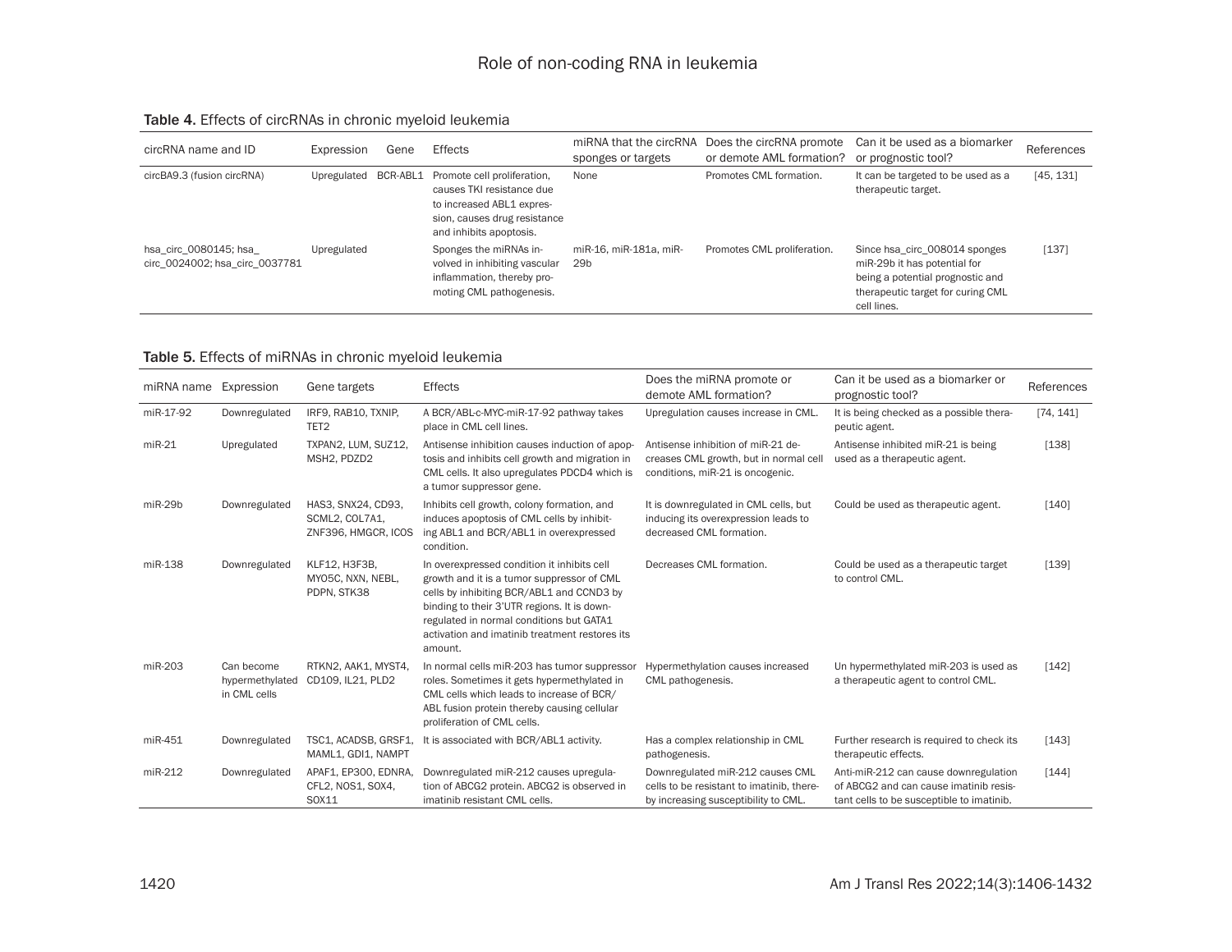**Table 4.** Effects of circRNAs in chronic myeloid leukemia

| circRNA name and ID | Expression | Gene | Effects | miRNA that the circRNA sponges or targets | Does the circRNA promote or demote AML formation? | Can it be used as a biomarker or prognostic tool? | References |
|---|---|---|---|---|---|---|---|
| circBA9.3 (fusion circRNA) | Upregulated | BCR-ABL1 | Promote cell proliferation, causes TKI resistance due to increased ABL1 expression, causes drug resistance and inhibits apoptosis. | None | Promotes CML formation. | It can be targeted to be used as a therapeutic target. | [45, 131] |
| hsa_circ_0080145; hsa_circ_0024002; hsa_circ_0037781 | Upregulated | | Sponges the miRNAs involved in inhibiting vascular inflammation, thereby promoting CML pathogenesis. | miR-16, miR-181a, miR-29b | Promotes CML proliferation. | Since hsa_circ_008014 sponges miR-29b it has potential for being a potential prognostic and therapeutic target for curing CML cell lines. | [137] |

**Table 5.** Effects of miRNAs in chronic myeloid leukemia

| miRNA name | Expression | Gene targets | Effects | Does the miRNA promote or demote AML formation? | Can it be used as a biomarker or prognostic tool? | References |
|---|---|---|---|---|---|---|
| miR-17-92 | Downregulated | IRF9, RAB10, TXNIP, TET2 | A BCR/ABL-c-MYC-miR-17-92 pathway takes place in CML cell lines. | Upregulation causes increase in CML. | It is being checked as a possible therapeutic agent. | [74, 141] |
| miR-21 | Upregulated | TXPAN2, LUM, SUZ12, MSH2, PDZD2 | Antisense inhibition causes induction of apoptosis and inhibits cell growth and migration in CML cells. It also upregulates PDCD4 which is a tumor suppressor gene. | Antisense inhibition of miR-21 decreases CML growth, but in normal cell conditions, miR-21 is oncogenic. | Antisense inhibited miR-21 is being used as a therapeutic agent. | [138] |
| miR-29b | Downregulated | HAS3, SNX24, CD93, SCML2, COL7A1, ZNF396, HMGCR, ICOS | Inhibits cell growth, colony formation, and induces apoptosis of CML cells by inhibiting ABL1 and BCR/ABL1 in overexpressed condition. | It is downregulated in CML cells, but inducing its overexpression leads to decreased CML formation. | Could be used as therapeutic agent. | [140] |
| miR-138 | Downregulated | KLF12, H3F3B, MYO5C, NXN, NEBL, PDPN, STK38 | In overexpressed condition it inhibits cell growth and it is a tumor suppressor of CML cells by inhibiting BCR/ABL1 and CCND3 by binding to their 3'UTR regions. It is downregulated in normal conditions but GATA1 activation and imatinib treatment restores its amount. | Decreases CML formation. | Could be used as a therapeutic target to control CML. | [139] |
| miR-203 | Can become hypermethylated in CML cells | RTKN2, AAK1, MYST4, CD109, IL21, PLD2 | In normal cells miR-203 has tumor suppressor roles. Sometimes it gets hypermethylated in CML cells which leads to increase of BCR/ABL fusion protein thereby causing cellular proliferation of CML cells. | Hypermethylation causes increased CML pathogenesis. | Un hypermethylated miR-203 is used as a therapeutic agent to control CML. | [142] |
| miR-451 | Downregulated | TSC1, ACADSB, GRSF1, MAML1, GDI1, NAMPT | It is associated with BCR/ABL1 activity. | Has a complex relationship in CML pathogenesis. | Further research is required to check its therapeutic effects. | [143] |
| miR-212 | Downregulated | APAF1, EP300, EDNRA, CFL2, NOS1, SOX4, SOX11 | Downregulated miR-212 causes upregulation of ABCG2 protein. ABCG2 is observed in imatinib resistant CML cells. | Downregulated miR-212 causes CML cells to be resistant to imatinib, thereby increasing susceptibility to CML. | Anti-miR-212 can cause downregulation of ABCG2 and can cause imatinib resistant cells to be susceptible to imatinib. | [144] |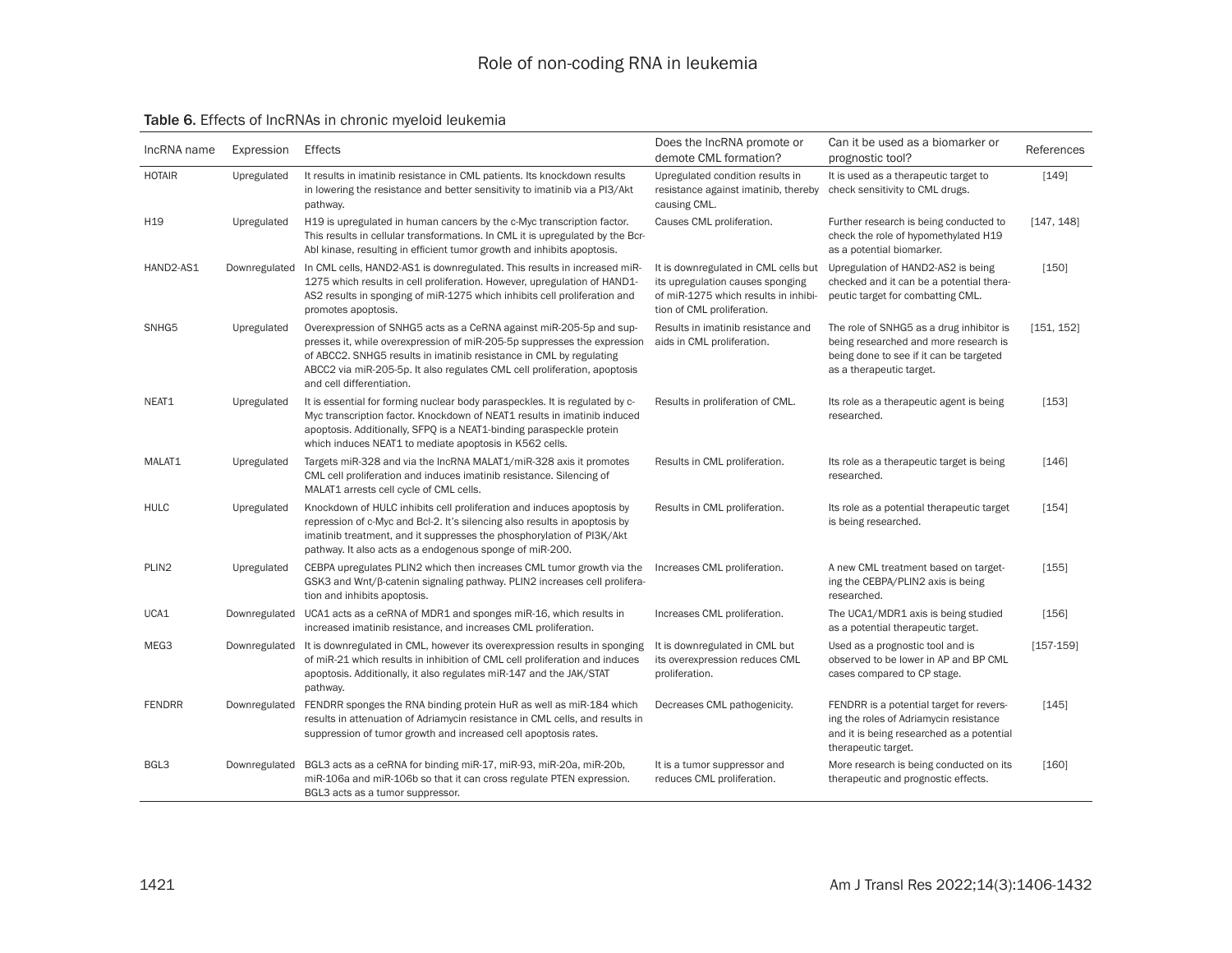**Table 6.** Effects of lncRNAs in chronic myeloid leukemia

| lncRNA name | Expression | Effects | Does the lncRNA promote or demote CML formation? | Can it be used as a biomarker or prognostic tool? | References |
|---|---|---|---|---|---|
| HOTAIR | Upregulated | It results in imatinib resistance in CML patients. Its knockdown results in lowering the resistance and better sensitivity to imatinib via a PI3/Akt pathway. | Upregulated condition results in resistance against imatinib, thereby causing CML. | It is used as a therapeutic target to check sensitivity to CML drugs. | [149] |
| H19 | Upregulated | H19 is upregulated in human cancers by the c-Myc transcription factor. This results in cellular transformations. In CML it is upregulated by the Bcr-Abl kinase, resulting in efficient tumor growth and inhibits apoptosis. | Causes CML proliferation. | Further research is being conducted to check the role of hypomethylated H19 as a potential biomarker. | [147, 148] |
| HAND2-AS1 | Downregulated | In CML cells, HAND2-AS1 is downregulated. This results in increased miR-1275 which results in cell proliferation. However, upregulation of HAND1-AS2 results in sponging of miR-1275 which inhibits cell proliferation and promotes apoptosis. | It is downregulated in CML cells but its upregulation causes sponging of miR-1275 which results in inhibition of CML proliferation. | Upregulation of HAND2-AS2 is being checked and it can be a potential therapeutic target for combatting CML. | [150] |
| SNHG5 | Upregulated | Overexpression of SNHG5 acts as a CeRNA against miR-205-5p and suppresses it, while overexpression of miR-205-5p suppresses the expression of ABCC2. SNHG5 results in imatinib resistance in CML by regulating ABCC2 via miR-205-5p. It also regulates CML cell proliferation, apoptosis and cell differentiation. | Results in imatinib resistance and aids in CML proliferation. | The role of SNHG5 as a drug inhibitor is being researched and more research is being done to see if it can be targeted as a therapeutic target. | [151, 152] |
| NEAT1 | Upregulated | It is essential for forming nuclear body paraspeckles. It is regulated by c-Myc transcription factor. Knockdown of NEAT1 results in imatinib induced apoptosis. Additionally, SFPQ is a NEAT1-binding paraspeckle protein which induces NEAT1 to mediate apoptosis in K562 cells. | Results in proliferation of CML. | Its role as a therapeutic agent is being researched. | [153] |
| MALAT1 | Upregulated | Targets miR-328 and via the lncRNA MALAT1/miR-328 axis it promotes CML cell proliferation and induces imatinib resistance. Silencing of MALAT1 arrests cell cycle of CML cells. | Results in CML proliferation. | Its role as a therapeutic target is being researched. | [146] |
| HULC | Upregulated | Knockdown of HULC inhibits cell proliferation and induces apoptosis by repression of c-Myc and Bcl-2. It's silencing also results in apoptosis by imatinib treatment, and it suppresses the phosphorylation of PI3K/Akt pathway. It also acts as a endogenous sponge of miR-200. | Results in CML proliferation. | Its role as a potential therapeutic target is being researched. | [154] |
| PLIN2 | Upregulated | CEBPA upregulates PLIN2 which then increases CML tumor growth via the GSK3 and Wnt/β-catenin signaling pathway. PLIN2 increases cell proliferation and inhibits apoptosis. | Increases CML proliferation. | A new CML treatment based on targeting the CEBPA/PLIN2 axis is being researched. | [155] |
| UCA1 | Downregulated | UCA1 acts as a ceRNA of MDR1 and sponges miR-16, which results in increased imatinib resistance, and increases CML proliferation. | Increases CML proliferation. | The UCA1/MDR1 axis is being studied as a potential therapeutic target. | [156] |
| MEG3 | Downregulated | It is downregulated in CML, however its overexpression results in sponging of miR-21 which results in inhibition of CML cell proliferation and induces apoptosis. Additionally, it also regulates miR-147 and the JAK/STAT pathway. | It is downregulated in CML but its overexpression reduces CML proliferation. | Used as a prognostic tool and is observed to be lower in AP and BP CML cases compared to CP stage. | [157-159] |
| FENDRR | Downregulated | FENDRR sponges the RNA binding protein HuR as well as miR-184 which results in attenuation of Adriamycin resistance in CML cells, and results in suppression of tumor growth and increased cell apoptosis rates. | Decreases CML pathogenicity. | FENDRR is a potential target for reversing the roles of Adriamycin resistance and it is being researched as a potential therapeutic target. | [145] |
| BGL3 | Downregulated | BGL3 acts as a ceRNA for binding miR-17, miR-93, miR-20a, miR-20b, miR-106a and miR-106b so that it can cross regulate PTEN expression. BGL3 acts as a tumor suppressor. | It is a tumor suppressor and reduces CML proliferation. | More research is being conducted on its therapeutic and prognostic effects. | [160] |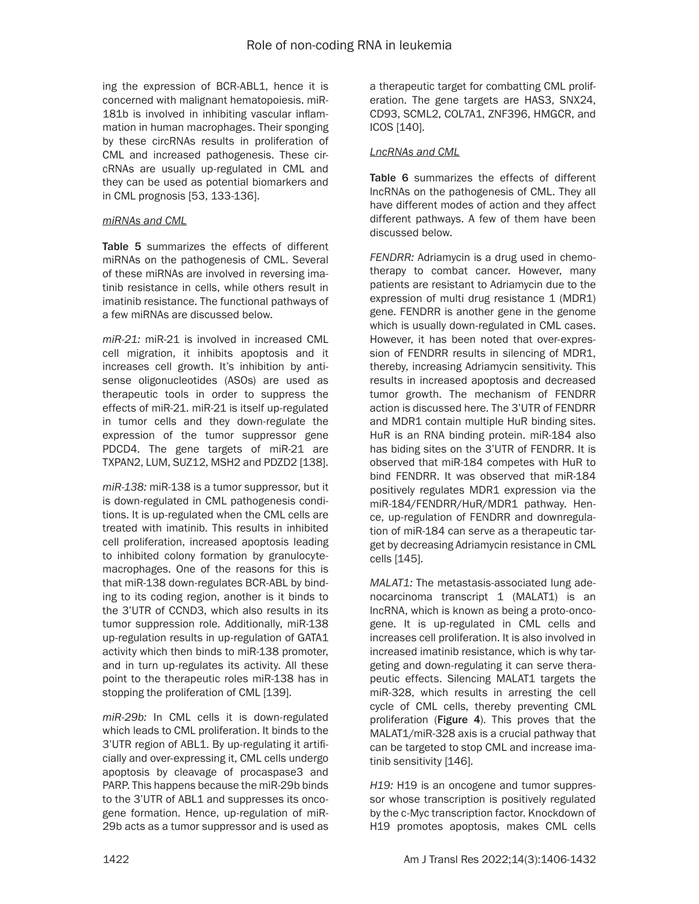ing the expression of BCR-ABL1, hence it is concerned with malignant hematopoiesis. miR-181b is involved in inhibiting vascular inflammation in human macrophages. Their sponging by these circRNAs results in proliferation of CML and increased pathogenesis. These circRNAs are usually up-regulated in CML and they can be used as potential biomarkers and in CML prognosis [53, 133-136].

*miRNAs and CML*

**Table 5** summarizes the effects of different miRNAs on the pathogenesis of CML. Several of these miRNAs are involved in reversing imatinib resistance in cells, while others result in imatinib resistance. The functional pathways of a few miRNAs are discussed below.

*miR-21:* miR-21 is involved in increased CML cell migration, it inhibits apoptosis and it increases cell growth. It's inhibition by antisense oligonucleotides (ASOs) are used as therapeutic tools in order to suppress the effects of miR-21. miR-21 is itself up-regulated in tumor cells and they down-regulate the expression of the tumor suppressor gene PDCD4. The gene targets of miR-21 are TXPAN2, LUM, SUZ12, MSH2 and PDZD2 [138].

*miR-138:* miR-138 is a tumor suppressor, but it is down-regulated in CML pathogenesis conditions. It is up-regulated when the CML cells are treated with imatinib. This results in inhibited cell proliferation, increased apoptosis leading to inhibited colony formation by granulocyte-macrophages. One of the reasons for this is that miR-138 down-regulates BCR-ABL by binding to its coding region, another is it binds to the 3'UTR of CCND3, which also results in its tumor suppression role. Additionally, miR-138 up-regulation results in up-regulation of GATA1 activity which then binds to miR-138 promoter, and in turn up-regulates its activity. All these point to the therapeutic roles miR-138 has in stopping the proliferation of CML [139].

*miR-29b:* In CML cells it is down-regulated which leads to CML proliferation. It binds to the 3'UTR region of ABL1. By up-regulating it artificially and over-expressing it, CML cells undergo apoptosis by cleavage of procaspase3 and PARP. This happens because the miR-29b binds to the 3'UTR of ABL1 and suppresses its oncogene formation. Hence, up-regulation of miR-29b acts as a tumor suppressor and is used as a therapeutic target for combatting CML proliferation. The gene targets are HAS3, SNX24, CD93, SCML2, COL7A1, ZNF396, HMGCR, and ICOS [140].

*LncRNAs and CML*

**Table 6** summarizes the effects of different lncRNAs on the pathogenesis of CML. They all have different modes of action and they affect different pathways. A few of them have been discussed below.

*FENDRR:* Adriamycin is a drug used in chemotherapy to combat cancer. However, many patients are resistant to Adriamycin due to the expression of multi drug resistance 1 (MDR1) gene. FENDRR is another gene in the genome which is usually down-regulated in CML cases. However, it has been noted that over-expression of FENDRR results in silencing of MDR1, thereby, increasing Adriamycin sensitivity. This results in increased apoptosis and decreased tumor growth. The mechanism of FENDRR action is discussed here. The 3'UTR of FENDRR and MDR1 contain multiple HuR binding sites. HuR is an RNA binding protein. miR-184 also has biding sites on the 3'UTR of FENDRR. It is observed that miR-184 competes with HuR to bind FENDRR. It was observed that miR-184 positively regulates MDR1 expression via the miR-184/FENDRR/HuR/MDR1 pathway. Hence, up-regulation of FENDRR and downregulation of miR-184 can serve as a therapeutic target by decreasing Adriamycin resistance in CML cells [145].

*MALAT1:* The metastasis-associated lung adenocarcinoma transcript 1 (MALAT1) is an lncRNA, which is known as being a proto-oncogene. It is up-regulated in CML cells and increases cell proliferation. It is also involved in increased imatinib resistance, which is why targeting and down-regulating it can serve therapeutic effects. Silencing MALAT1 targets the miR-328, which results in arresting the cell cycle of CML cells, thereby preventing CML proliferation (**Figure 4**). This proves that the MALAT1/miR-328 axis is a crucial pathway that can be targeted to stop CML and increase imatinib sensitivity [146].

*H19:* H19 is an oncogene and tumor suppressor whose transcription is positively regulated by the c-Myc transcription factor. Knockdown of H19 promotes apoptosis, makes CML cells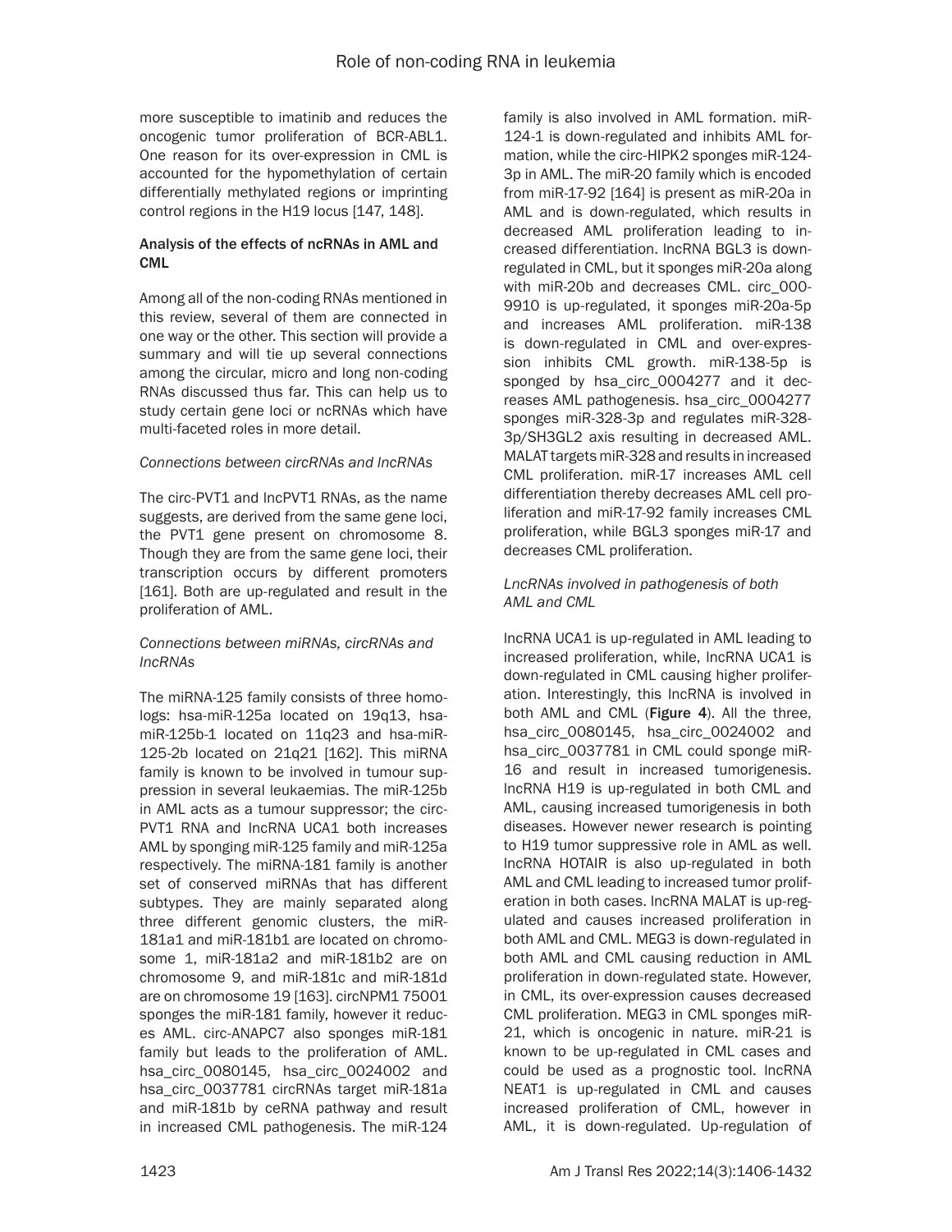more susceptible to imatinib and reduces the oncogenic tumor proliferation of BCR-ABL1. One reason for its over-expression in CML is accounted for the hypomethylation of certain differentially methylated regions or imprinting control regions in the H19 locus [147, 148].

### Analysis of the effects of ncRNAs in AML and CML

Among all of the non-coding RNAs mentioned in this review, several of them are connected in one way or the other. This section will provide a summary and will tie up several connections among the circular, micro and long non-coding RNAs discussed thus far. This can help us to study certain gene loci or ncRNAs which have multi-faceted roles in more detail.

#### *Connections between circRNAs and lncRNAs*

The circ-PVT1 and lncPVT1 RNAs, as the name suggests, are derived from the same gene loci, the PVT1 gene present on chromosome 8. Though they are from the same gene loci, their transcription occurs by different promoters [161]. Both are up-regulated and result in the proliferation of AML.

#### *Connections between miRNAs, circRNAs and lncRNAs*

The miRNA-125 family consists of three homologs: hsa-miR-125a located on 19q13, hsa-miR-125b-1 located on 11q23 and hsa-miR-125-2b located on 21q21 [162]. This miRNA family is known to be involved in tumour suppression in several leukaemias. The miR-125b in AML acts as a tumour suppressor; the circ-PVT1 RNA and lncRNA UCA1 both increases AML by sponging miR-125 family and miR-125a respectively. The miRNA-181 family is another set of conserved miRNAs that has different subtypes. They are mainly separated along three different genomic clusters, the miR-181a1 and miR-181b1 are located on chromosome 1, miR-181a2 and miR-181b2 are on chromosome 9, and miR-181c and miR-181d are on chromosome 19 [163]. circNPM1 75001 sponges the miR-181 family, however it reduces AML. circ-ANAPC7 also sponges miR-181 family but leads to the proliferation of AML. hsa_circ_0080145, hsa_circ_0024002 and hsa_circ_0037781 circRNAs target miR-181a and miR-181b by ceRNA pathway and result in increased CML pathogenesis. The miR-124 family is also involved in AML formation. miR-124-1 is down-regulated and inhibits AML formation, while the circ-HIPK2 sponges miR-124-3p in AML. The miR-20 family which is encoded from miR-17-92 [164] is present as miR-20a in AML and is down-regulated, which results in decreased AML proliferation leading to increased differentiation. lncRNA BGL3 is down-regulated in CML, but it sponges miR-20a along with miR-20b and decreases CML. circ_0009910 is up-regulated, it sponges miR-20a-5p and increases AML proliferation. miR-138 is down-regulated in CML and over-expression inhibits CML growth. miR-138-5p is sponged by hsa_circ_0004277 and it decreases AML pathogenesis. hsa_circ_0004277 sponges miR-328-3p and regulates miR-328-3p/SH3GL2 axis resulting in decreased AML. MALAT targets miR-328 and results in increased CML proliferation. miR-17 increases AML cell differentiation thereby decreases AML cell proliferation and miR-17-92 family increases CML proliferation, while BGL3 sponges miR-17 and decreases CML proliferation.

#### *LncRNAs involved in pathogenesis of both AML and CML*

lncRNA UCA1 is up-regulated in AML leading to increased proliferation, while, lncRNA UCA1 is down-regulated in CML causing higher proliferation. Interestingly, this lncRNA is involved in both AML and CML (**Figure 4**). All the three, hsa_circ_0080145, hsa_circ_0024002 and hsa_circ_0037781 in CML could sponge miR-16 and result in increased tumorigenesis. lncRNA H19 is up-regulated in both CML and AML, causing increased tumorigenesis in both diseases. However newer research is pointing to H19 tumor suppressive role in AML as well. lncRNA HOTAIR is also up-regulated in both AML and CML leading to increased tumor proliferation in both cases. lncRNA MALAT is up-regulated and causes increased proliferation in both AML and CML. MEG3 is down-regulated in both AML and CML causing reduction in AML proliferation in down-regulated state. However, in CML, its over-expression causes decreased CML proliferation. MEG3 in CML sponges miR-21, which is oncogenic in nature. miR-21 is known to be up-regulated in CML cases and could be used as a prognostic tool. lncRNA NEAT1 is up-regulated in CML and causes increased proliferation of CML, however in AML, it is down-regulated. Up-regulation of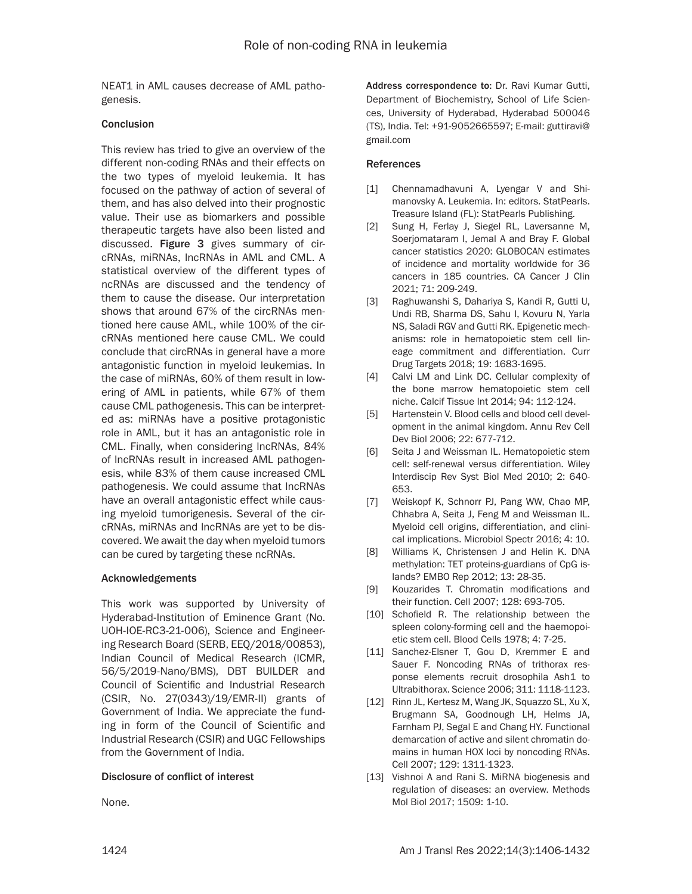NEAT1 in AML causes decrease of AML pathogenesis.

## Conclusion

This review has tried to give an overview of the different non-coding RNAs and their effects on the two types of myeloid leukemia. It has focused on the pathway of action of several of them, and has also delved into their prognostic value. Their use as biomarkers and possible therapeutic targets have also been listed and discussed. **Figure 3** gives summary of circRNAs, miRNAs, lncRNAs in AML and CML. A statistical overview of the different types of ncRNAs are discussed and the tendency of them to cause the disease. Our interpretation shows that around 67% of the circRNAs mentioned here cause AML, while 100% of the circRNAs mentioned here cause CML. We could conclude that circRNAs in general have a more antagonistic function in myeloid leukemias. In the case of miRNAs, 60% of them result in lowering of AML in patients, while 67% of them cause CML pathogenesis. This can be interpreted as: miRNAs have a positive protagonistic role in AML, but it has an antagonistic role in CML. Finally, when considering lncRNAs, 84% of lncRNAs result in increased AML pathogenesis, while 83% of them cause increased CML pathogenesis. We could assume that lncRNAs have an overall antagonistic effect while causing myeloid tumorigenesis. Several of the circRNAs, miRNAs and lncRNAs are yet to be discovered. We await the day when myeloid tumors can be cured by targeting these ncRNAs.

## Acknowledgements

This work was supported by University of Hyderabad-Institution of Eminence Grant (No. UOH-IOE-RC3-21-006), Science and Engineering Research Board (SERB, EEQ/2018/00853), Indian Council of Medical Research (ICMR, 56/5/2019-Nano/BMS), DBT BUILDER and Council of Scientific and Industrial Research (CSIR, No. 27(0343)/19/EMR-II) grants of Government of India. We appreciate the funding in form of the Council of Scientific and Industrial Research (CSIR) and UGC Fellowships from the Government of India.

## Disclosure of conflict of interest

None.

**Address correspondence to:** Dr. Ravi Kumar Gutti, Department of Biochemistry, School of Life Sciences, University of Hyderabad, Hyderabad 500046 (TS), India. Tel: +91-9052665597; E-mail: guttiravi@gmail.com

## References

[1] Chennamadhavuni A, Lyengar V and Shimanovsky A. Leukemia. In: editors. StatPearls. Treasure Island (FL): StatPearls Publishing.

[2] Sung H, Ferlay J, Siegel RL, Laversanne M, Soerjomataram I, Jemal A and Bray F. Global cancer statistics 2020: GLOBOCAN estimates of incidence and mortality worldwide for 36 cancers in 185 countries. CA Cancer J Clin 2021; 71: 209-249.

[3] Raghuwanshi S, Dahariya S, Kandi R, Gutti U, Undi RB, Sharma DS, Sahu I, Kovuru N, Yarla NS, Saladi RGV and Gutti RK. Epigenetic mechanisms: role in hematopoietic stem cell lineage commitment and differentiation. Curr Drug Targets 2018; 19: 1683-1695.

[4] Calvi LM and Link DC. Cellular complexity of the bone marrow hematopoietic stem cell niche. Calcif Tissue Int 2014; 94: 112-124.

[5] Hartenstein V. Blood cells and blood cell development in the animal kingdom. Annu Rev Cell Dev Biol 2006; 22: 677-712.

[6] Seita J and Weissman IL. Hematopoietic stem cell: self-renewal versus differentiation. Wiley Interdiscip Rev Syst Biol Med 2010; 2: 640-653.

[7] Weiskopf K, Schnorr PJ, Pang WW, Chao MP, Chhabra A, Seita J, Feng M and Weissman IL. Myeloid cell origins, differentiation, and clinical implications. Microbiol Spectr 2016; 4: 10.

[8] Williams K, Christensen J and Helin K. DNA methylation: TET proteins-guardians of CpG islands? EMBO Rep 2012; 13: 28-35.

[9] Kouzarides T. Chromatin modifications and their function. Cell 2007; 128: 693-705.

[10] Schofield R. The relationship between the spleen colony-forming cell and the haemopoietic stem cell. Blood Cells 1978; 4: 7-25.

[11] Sanchez-Elsner T, Gou D, Kremmer E and Sauer F. Noncoding RNAs of trithorax response elements recruit drosophila Ash1 to Ultrabithorax. Science 2006; 311: 1118-1123.

[12] Rinn JL, Kertesz M, Wang JK, Squazzo SL, Xu X, Brugmann SA, Goodnough LH, Helms JA, Farnham PJ, Segal E and Chang HY. Functional demarcation of active and silent chromatin domains in human HOX loci by noncoding RNAs. Cell 2007; 129: 1311-1323.

[13] Vishnoi A and Rani S. MiRNA biogenesis and regulation of diseases: an overview. Methods Mol Biol 2017; 1509: 1-10.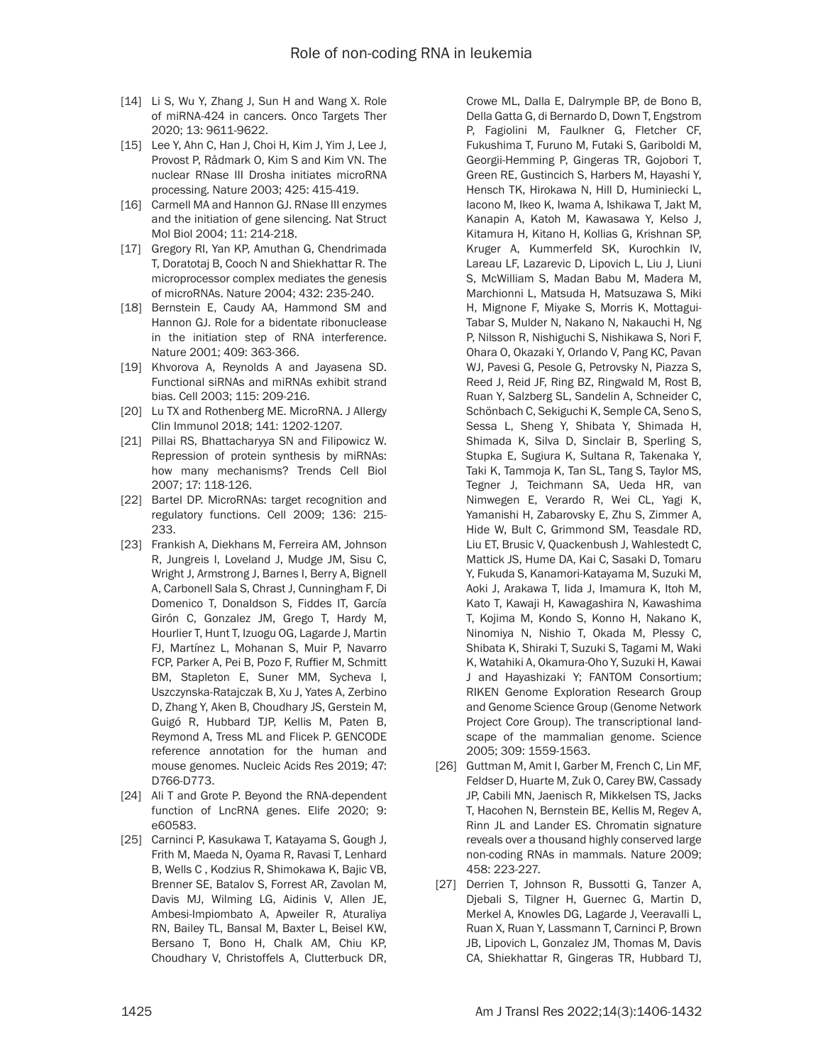[14] Li S, Wu Y, Zhang J, Sun H and Wang X. Role of miRNA-424 in cancers. Onco Targets Ther 2020; 13: 9611-9622.

[15] Lee Y, Ahn C, Han J, Choi H, Kim J, Yim J, Lee J, Provost P, Rådmark O, Kim S and Kim VN. The nuclear RNase III Drosha initiates microRNA processing. Nature 2003; 425: 415-419.

[16] Carmell MA and Hannon GJ. RNase III enzymes and the initiation of gene silencing. Nat Struct Mol Biol 2004; 11: 214-218.

[17] Gregory RI, Yan KP, Amuthan G, Chendrimada T, Doratotaj B, Cooch N and Shiekhattar R. The microprocessor complex mediates the genesis of microRNAs. Nature 2004; 432: 235-240.

[18] Bernstein E, Caudy AA, Hammond SM and Hannon GJ. Role for a bidentate ribonuclease in the initiation step of RNA interference. Nature 2001; 409: 363-366.

[19] Khvorova A, Reynolds A and Jayasena SD. Functional siRNAs and miRNAs exhibit strand bias. Cell 2003; 115: 209-216.

[20] Lu TX and Rothenberg ME. MicroRNA. J Allergy Clin Immunol 2018; 141: 1202-1207.

[21] Pillai RS, Bhattacharyya SN and Filipowicz W. Repression of protein synthesis by miRNAs: how many mechanisms? Trends Cell Biol 2007; 17: 118-126.

[22] Bartel DP. MicroRNAs: target recognition and regulatory functions. Cell 2009; 136: 215-233.

[23] Frankish A, Diekhans M, Ferreira AM, Johnson R, Jungreis I, Loveland J, Mudge JM, Sisu C, Wright J, Armstrong J, Barnes I, Berry A, Bignell A, Carbonell Sala S, Chrast J, Cunningham F, Di Domenico T, Donaldson S, Fiddes IT, García Girón C, Gonzalez JM, Grego T, Hardy M, Hourlier T, Hunt T, Izuogu OG, Lagarde J, Martin FJ, Martínez L, Mohanan S, Muir P, Navarro FCP, Parker A, Pei B, Pozo F, Ruffier M, Schmitt BM, Stapleton E, Suner MM, Sycheva I, Uszczynska-Ratajczak B, Xu J, Yates A, Zerbino D, Zhang Y, Aken B, Choudhary JS, Gerstein M, Guigó R, Hubbard TJP, Kellis M, Paten B, Reymond A, Tress ML and Flicek P. GENCODE reference annotation for the human and mouse genomes. Nucleic Acids Res 2019; 47: D766-D773.

[24] Ali T and Grote P. Beyond the RNA-dependent function of LncRNA genes. Elife 2020; 9: e60583.

[25] Carninci P, Kasukawa T, Katayama S, Gough J, Frith M, Maeda N, Oyama R, Ravasi T, Lenhard B, Wells C , Kodzius R, Shimokawa K, Bajic VB, Brenner SE, Batalov S, Forrest AR, Zavolan M, Davis MJ, Wilming LG, Aidinis V, Allen JE, Ambesi-Impiombato A, Apweiler R, Aturaliya RN, Bailey TL, Bansal M, Baxter L, Beisel KW, Bersano T, Bono H, Chalk AM, Chiu KP, Choudhary V, Christoffels A, Clutterbuck DR, Crowe ML, Dalla E, Dalrymple BP, de Bono B, Della Gatta G, di Bernardo D, Down T, Engstrom P, Fagiolini M, Faulkner G, Fletcher CF, Fukushima T, Furuno M, Futaki S, Gariboldi M, Georgii-Hemming P, Gingeras TR, Gojobori T, Green RE, Gustincich S, Harbers M, Hayashi Y, Hensch TK, Hirokawa N, Hill D, Huminiecki L, Iacono M, Ikeo K, Iwama A, Ishikawa T, Jakt M, Kanapin A, Katoh M, Kawasawa Y, Kelso J, Kitamura H, Kitano H, Kollias G, Krishnan SP, Kruger A, Kummerfeld SK, Kurochkin IV, Lareau LF, Lazarevic D, Lipovich L, Liu J, Liuni S, McWilliam S, Madan Babu M, Madera M, Marchionni L, Matsuda H, Matsuzawa S, Miki H, Mignone F, Miyake S, Morris K, Mottagui-Tabar S, Mulder N, Nakano N, Nakauchi H, Ng P, Nilsson R, Nishiguchi S, Nishikawa S, Nori F, Ohara O, Okazaki Y, Orlando V, Pang KC, Pavan WJ, Pavesi G, Pesole G, Petrovsky N, Piazza S, Reed J, Reid JF, Ring BZ, Ringwald M, Rost B, Ruan Y, Salzberg SL, Sandelin A, Schneider C, Schönbach C, Sekiguchi K, Semple CA, Seno S, Sessa L, Sheng Y, Shibata Y, Shimada H, Shimada K, Silva D, Sinclair B, Sperling S, Stupka E, Sugiura K, Sultana R, Takenaka Y, Taki K, Tammoja K, Tan SL, Tang S, Taylor MS, Tegner J, Teichmann SA, Ueda HR, van Nimwegen E, Verardo R, Wei CL, Yagi K, Yamanishi H, Zabarovsky E, Zhu S, Zimmer A, Hide W, Bult C, Grimmond SM, Teasdale RD, Liu ET, Brusic V, Quackenbush J, Wahlestedt C, Mattick JS, Hume DA, Kai C, Sasaki D, Tomaru Y, Fukuda S, Kanamori-Katayama M, Suzuki M, Aoki J, Arakawa T, Iida J, Imamura K, Itoh M, Kato T, Kawaji H, Kawagashira N, Kawashima T, Kojima M, Kondo S, Konno H, Nakano K, Ninomiya N, Nishio T, Okada M, Plessy C, Shibata K, Shiraki T, Suzuki S, Tagami M, Waki K, Watahiki A, Okamura-Oho Y, Suzuki H, Kawai J and Hayashizaki Y; FANTOM Consortium; RIKEN Genome Exploration Research Group and Genome Science Group (Genome Network Project Core Group). The transcriptional landscape of the mammalian genome. Science 2005; 309: 1559-1563.

[26] Guttman M, Amit I, Garber M, French C, Lin MF, Feldser D, Huarte M, Zuk O, Carey BW, Cassady JP, Cabili MN, Jaenisch R, Mikkelsen TS, Jacks T, Hacohen N, Bernstein BE, Kellis M, Regev A, Rinn JL and Lander ES. Chromatin signature reveals over a thousand highly conserved large non-coding RNAs in mammals. Nature 2009; 458: 223-227.

[27] Derrien T, Johnson R, Bussotti G, Tanzer A, Djebali S, Tilgner H, Guernec G, Martin D, Merkel A, Knowles DG, Lagarde J, Veeravalli L, Ruan X, Ruan Y, Lassmann T, Carninci P, Brown JB, Lipovich L, Gonzalez JM, Thomas M, Davis CA, Shiekhattar R, Gingeras TR, Hubbard TJ,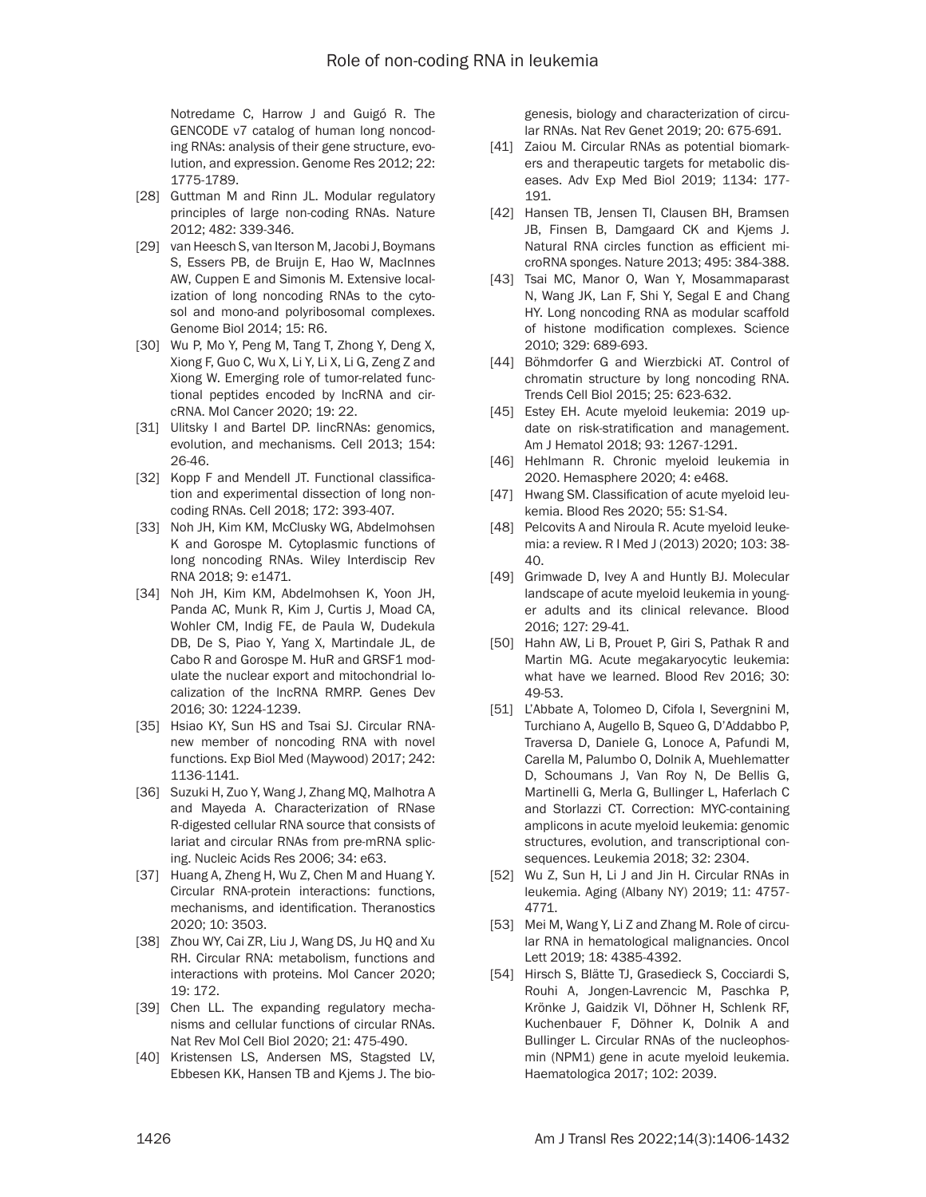Notredame C, Harrow J and Guigó R. The GENCODE v7 catalog of human long noncoding RNAs: analysis of their gene structure, evolution, and expression. Genome Res 2012; 22: 1775-1789.

[28] Guttman M and Rinn JL. Modular regulatory principles of large non-coding RNAs. Nature 2012; 482: 339-346.

[29] van Heesch S, van Iterson M, Jacobi J, Boymans S, Essers PB, de Bruijn E, Hao W, MacInnes AW, Cuppen E and Simonis M. Extensive localization of long noncoding RNAs to the cytosol and mono-and polyribosomal complexes. Genome Biol 2014; 15: R6.

[30] Wu P, Mo Y, Peng M, Tang T, Zhong Y, Deng X, Xiong F, Guo C, Wu X, Li Y, Li X, Li G, Zeng Z and Xiong W. Emerging role of tumor-related functional peptides encoded by lncRNA and circRNA. Mol Cancer 2020; 19: 22.

[31] Ulitsky I and Bartel DP. lincRNAs: genomics, evolution, and mechanisms. Cell 2013; 154: 26-46.

[32] Kopp F and Mendell JT. Functional classification and experimental dissection of long noncoding RNAs. Cell 2018; 172: 393-407.

[33] Noh JH, Kim KM, McClusky WG, Abdelmohsen K and Gorospe M. Cytoplasmic functions of long noncoding RNAs. Wiley Interdiscip Rev RNA 2018; 9: e1471.

[34] Noh JH, Kim KM, Abdelmohsen K, Yoon JH, Panda AC, Munk R, Kim J, Curtis J, Moad CA, Wohler CM, Indig FE, de Paula W, Dudekula DB, De S, Piao Y, Yang X, Martindale JL, de Cabo R and Gorospe M. HuR and GRSF1 modulate the nuclear export and mitochondrial localization of the lncRNA RMRP. Genes Dev 2016; 30: 1224-1239.

[35] Hsiao KY, Sun HS and Tsai SJ. Circular RNA-new member of noncoding RNA with novel functions. Exp Biol Med (Maywood) 2017; 242: 1136-1141.

[36] Suzuki H, Zuo Y, Wang J, Zhang MQ, Malhotra A and Mayeda A. Characterization of RNase R-digested cellular RNA source that consists of lariat and circular RNAs from pre-mRNA splicing. Nucleic Acids Res 2006; 34: e63.

[37] Huang A, Zheng H, Wu Z, Chen M and Huang Y. Circular RNA-protein interactions: functions, mechanisms, and identification. Theranostics 2020; 10: 3503.

[38] Zhou WY, Cai ZR, Liu J, Wang DS, Ju HQ and Xu RH. Circular RNA: metabolism, functions and interactions with proteins. Mol Cancer 2020; 19: 172.

[39] Chen LL. The expanding regulatory mechanisms and cellular functions of circular RNAs. Nat Rev Mol Cell Biol 2020; 21: 475-490.

[40] Kristensen LS, Andersen MS, Stagsted LV, Ebbesen KK, Hansen TB and Kjems J. The biogenesis, biology and characterization of circular RNAs. Nat Rev Genet 2019; 20: 675-691.

[41] Zaiou M. Circular RNAs as potential biomarkers and therapeutic targets for metabolic diseases. Adv Exp Med Biol 2019; 1134: 177-191.

[42] Hansen TB, Jensen TI, Clausen BH, Bramsen JB, Finsen B, Damgaard CK and Kjems J. Natural RNA circles function as efficient microRNA sponges. Nature 2013; 495: 384-388.

[43] Tsai MC, Manor O, Wan Y, Mosammaparast N, Wang JK, Lan F, Shi Y, Segal E and Chang HY. Long noncoding RNA as modular scaffold of histone modification complexes. Science 2010; 329: 689-693.

[44] Böhmdorfer G and Wierzbicki AT. Control of chromatin structure by long noncoding RNA. Trends Cell Biol 2015; 25: 623-632.

[45] Estey EH. Acute myeloid leukemia: 2019 update on risk-stratification and management. Am J Hematol 2018; 93: 1267-1291.

[46] Hehlmann R. Chronic myeloid leukemia in 2020. Hemasphere 2020; 4: e468.

[47] Hwang SM. Classification of acute myeloid leukemia. Blood Res 2020; 55: S1-S4.

[48] Pelcovits A and Niroula R. Acute myeloid leukemia: a review. R I Med J (2013) 2020; 103: 38-40.

[49] Grimwade D, Ivey A and Huntly BJ. Molecular landscape of acute myeloid leukemia in younger adults and its clinical relevance. Blood 2016; 127: 29-41.

[50] Hahn AW, Li B, Prouet P, Giri S, Pathak R and Martin MG. Acute megakaryocytic leukemia: what have we learned. Blood Rev 2016; 30: 49-53.

[51] L'Abbate A, Tolomeo D, Cifola I, Severgnini M, Turchiano A, Augello B, Squeo G, D'Addabbo P, Traversa D, Daniele G, Lonoce A, Pafundi M, Carella M, Palumbo O, Dolnik A, Muehlematter D, Schoumans J, Van Roy N, De Bellis G, Martinelli G, Merla G, Bullinger L, Haferlach C and Storlazzi CT. Correction: MYC-containing amplicons in acute myeloid leukemia: genomic structures, evolution, and transcriptional consequences. Leukemia 2018; 32: 2304.

[52] Wu Z, Sun H, Li J and Jin H. Circular RNAs in leukemia. Aging (Albany NY) 2019; 11: 4757-4771.

[53] Mei M, Wang Y, Li Z and Zhang M. Role of circular RNA in hematological malignancies. Oncol Lett 2019; 18: 4385-4392.

[54] Hirsch S, Blätte TJ, Grasedieck S, Cocciardi S, Rouhi A, Jongen-Lavrencic M, Paschka P, Krönke J, Gaidzik VI, Döhner H, Schlenk RF, Kuchenbauer F, Döhner K, Dolnik A and Bullinger L. Circular RNAs of the nucleophosmin (NPM1) gene in acute myeloid leukemia. Haematologica 2017; 102: 2039.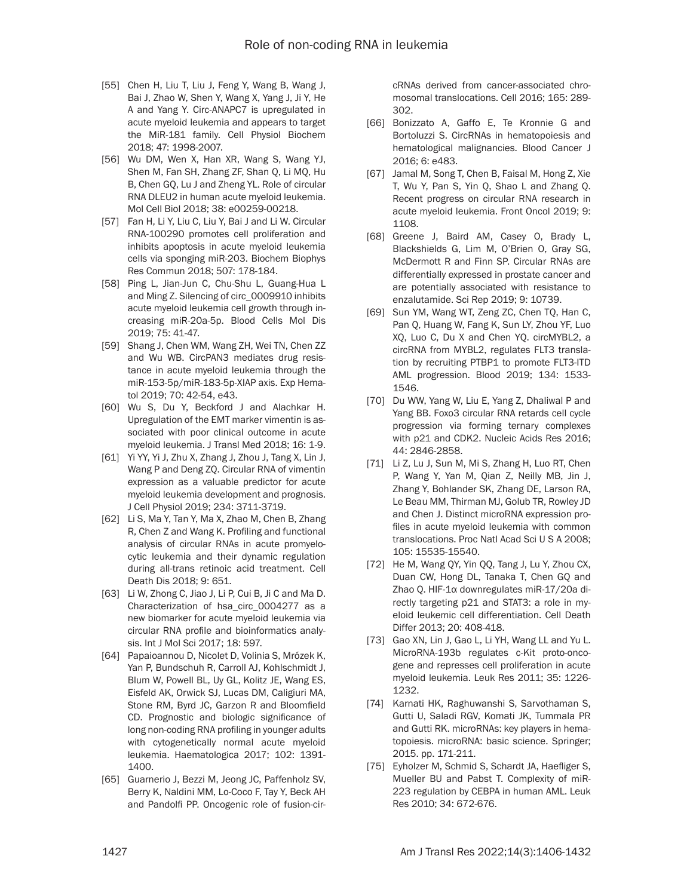[55] Chen H, Liu T, Liu J, Feng Y, Wang B, Wang J, Bai J, Zhao W, Shen Y, Wang X, Yang J, Ji Y, He A and Yang Y. Circ-ANAPC7 is upregulated in acute myeloid leukemia and appears to target the MiR-181 family. Cell Physiol Biochem 2018; 47: 1998-2007.

[56] Wu DM, Wen X, Han XR, Wang S, Wang YJ, Shen M, Fan SH, Zhang ZF, Shan Q, Li MQ, Hu B, Chen GQ, Lu J and Zheng YL. Role of circular RNA DLEU2 in human acute myeloid leukemia. Mol Cell Biol 2018; 38: e00259-00218.

[57] Fan H, Li Y, Liu C, Liu Y, Bai J and Li W. Circular RNA-100290 promotes cell proliferation and inhibits apoptosis in acute myeloid leukemia cells via sponging miR-203. Biochem Biophys Res Commun 2018; 507: 178-184.

[58] Ping L, Jian-Jun C, Chu-Shu L, Guang-Hua L and Ming Z. Silencing of circ_0009910 inhibits acute myeloid leukemia cell growth through increasing miR-20a-5p. Blood Cells Mol Dis 2019; 75: 41-47.

[59] Shang J, Chen WM, Wang ZH, Wei TN, Chen ZZ and Wu WB. CircPAN3 mediates drug resistance in acute myeloid leukemia through the miR-153-5p/miR-183-5p-XIAP axis. Exp Hematol 2019; 70: 42-54, e43.

[60] Wu S, Du Y, Beckford J and Alachkar H. Upregulation of the EMT marker vimentin is associated with poor clinical outcome in acute myeloid leukemia. J Transl Med 2018; 16: 1-9.

[61] Yi YY, Yi J, Zhu X, Zhang J, Zhou J, Tang X, Lin J, Wang P and Deng ZQ. Circular RNA of vimentin expression as a valuable predictor for acute myeloid leukemia development and prognosis. J Cell Physiol 2019; 234: 3711-3719.

[62] Li S, Ma Y, Tan Y, Ma X, Zhao M, Chen B, Zhang R, Chen Z and Wang K. Profiling and functional analysis of circular RNAs in acute promyelocytic leukemia and their dynamic regulation during all-trans retinoic acid treatment. Cell Death Dis 2018; 9: 651.

[63] Li W, Zhong C, Jiao J, Li P, Cui B, Ji C and Ma D. Characterization of hsa_circ_0004277 as a new biomarker for acute myeloid leukemia via circular RNA profile and bioinformatics analysis. Int J Mol Sci 2017; 18: 597.

[64] Papaioannou D, Nicolet D, Volinia S, Mrózek K, Yan P, Bundschuh R, Carroll AJ, Kohlschmidt J, Blum W, Powell BL, Uy GL, Kolitz JE, Wang ES, Eisfeld AK, Orwick SJ, Lucas DM, Caligiuri MA, Stone RM, Byrd JC, Garzon R and Bloomfield CD. Prognostic and biologic significance of long non-coding RNA profiling in younger adults with cytogenetically normal acute myeloid leukemia. Haematologica 2017; 102: 1391-1400.

[65] Guarnerio J, Bezzi M, Jeong JC, Paffenholz SV, Berry K, Naldini MM, Lo-Coco F, Tay Y, Beck AH and Pandolfi PP. Oncogenic role of fusion-circRNAs derived from cancer-associated chromosomal translocations. Cell 2016; 165: 289-302.

[66] Bonizzato A, Gaffo E, Te Kronnie G and Bortoluzzi S. CircRNAs in hematopoiesis and hematological malignancies. Blood Cancer J 2016; 6: e483.

[67] Jamal M, Song T, Chen B, Faisal M, Hong Z, Xie T, Wu Y, Pan S, Yin Q, Shao L and Zhang Q. Recent progress on circular RNA research in acute myeloid leukemia. Front Oncol 2019; 9: 1108.

[68] Greene J, Baird AM, Casey O, Brady L, Blackshields G, Lim M, O'Brien O, Gray SG, McDermott R and Finn SP. Circular RNAs are differentially expressed in prostate cancer and are potentially associated with resistance to enzalutamide. Sci Rep 2019; 9: 10739.

[69] Sun YM, Wang WT, Zeng ZC, Chen TQ, Han C, Pan Q, Huang W, Fang K, Sun LY, Zhou YF, Luo XQ, Luo C, Du X and Chen YQ. circMYBL2, a circRNA from MYBL2, regulates FLT3 translation by recruiting PTBP1 to promote FLT3-ITD AML progression. Blood 2019; 134: 1533-1546.

[70] Du WW, Yang W, Liu E, Yang Z, Dhaliwal P and Yang BB. Foxo3 circular RNA retards cell cycle progression via forming ternary complexes with p21 and CDK2. Nucleic Acids Res 2016; 44: 2846-2858.

[71] Li Z, Lu J, Sun M, Mi S, Zhang H, Luo RT, Chen P, Wang Y, Yan M, Qian Z, Neilly MB, Jin J, Zhang Y, Bohlander SK, Zhang DE, Larson RA, Le Beau MM, Thirman MJ, Golub TR, Rowley JD and Chen J. Distinct microRNA expression profiles in acute myeloid leukemia with common translocations. Proc Natl Acad Sci U S A 2008; 105: 15535-15540.

[72] He M, Wang QY, Yin QQ, Tang J, Lu Y, Zhou CX, Duan CW, Hong DL, Tanaka T, Chen GQ and Zhao Q. HIF-1α downregulates miR-17/20a directly targeting p21 and STAT3: a role in myeloid leukemic cell differentiation. Cell Death Differ 2013; 20: 408-418.

[73] Gao XN, Lin J, Gao L, Li YH, Wang LL and Yu L. MicroRNA-193b regulates c-Kit proto-oncogene and represses cell proliferation in acute myeloid leukemia. Leuk Res 2011; 35: 1226-1232.

[74] Karnati HK, Raghuwanshi S, Sarvothaman S, Gutti U, Saladi RGV, Komati JK, Tummala PR and Gutti RK. microRNAs: key players in hematopoiesis. microRNA: basic science. Springer; 2015. pp. 171-211.

[75] Eyholzer M, Schmid S, Schardt JA, Haefliger S, Mueller BU and Pabst T. Complexity of miR-223 regulation by CEBPA in human AML. Leuk Res 2010; 34: 672-676.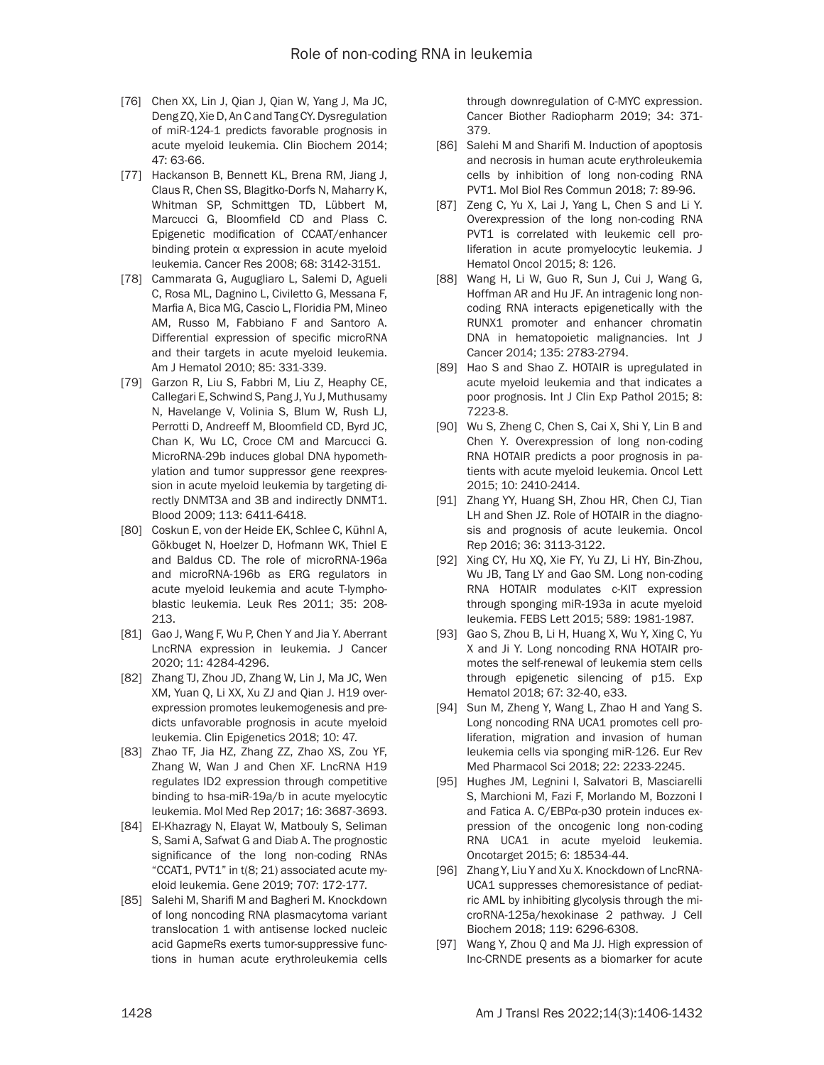[76] Chen XX, Lin J, Qian J, Qian W, Yang J, Ma JC, Deng ZQ, Xie D, An C and Tang CY. Dysregulation of miR-124-1 predicts favorable prognosis in acute myeloid leukemia. Clin Biochem 2014; 47: 63-66.

[77] Hackanson B, Bennett KL, Brena RM, Jiang J, Claus R, Chen SS, Blagitko-Dorfs N, Maharry K, Whitman SP, Schmittgen TD, Lübbert M, Marcucci G, Bloomfield CD and Plass C. Epigenetic modification of CCAAT/enhancer binding protein α expression in acute myeloid leukemia. Cancer Res 2008; 68: 3142-3151.

[78] Cammarata G, Augugliaro L, Salemi D, Agueli C, Rosa ML, Dagnino L, Civiletto G, Messana F, Marfia A, Bica MG, Cascio L, Floridia PM, Mineo AM, Russo M, Fabbiano F and Santoro A. Differential expression of specific microRNA and their targets in acute myeloid leukemia. Am J Hematol 2010; 85: 331-339.

[79] Garzon R, Liu S, Fabbri M, Liu Z, Heaphy CE, Callegari E, Schwind S, Pang J, Yu J, Muthusamy N, Havelange V, Volinia S, Blum W, Rush LJ, Perrotti D, Andreeff M, Bloomfield CD, Byrd JC, Chan K, Wu LC, Croce CM and Marcucci G. MicroRNA-29b induces global DNA hypomethylation and tumor suppressor gene reexpression in acute myeloid leukemia by targeting directly DNMT3A and 3B and indirectly DNMT1. Blood 2009; 113: 6411-6418.

[80] Coskun E, von der Heide EK, Schlee C, Kühnl A, Gökbuget N, Hoelzer D, Hofmann WK, Thiel E and Baldus CD. The role of microRNA-196a and microRNA-196b as ERG regulators in acute myeloid leukemia and acute T-lymphoblastic leukemia. Leuk Res 2011; 35: 208-213.

[81] Gao J, Wang F, Wu P, Chen Y and Jia Y. Aberrant LncRNA expression in leukemia. J Cancer 2020; 11: 4284-4296.

[82] Zhang TJ, Zhou JD, Zhang W, Lin J, Ma JC, Wen XM, Yuan Q, Li XX, Xu ZJ and Qian J. H19 overexpression promotes leukemogenesis and predicts unfavorable prognosis in acute myeloid leukemia. Clin Epigenetics 2018; 10: 47.

[83] Zhao TF, Jia HZ, Zhang ZZ, Zhao XS, Zou YF, Zhang W, Wan J and Chen XF. LncRNA H19 regulates ID2 expression through competitive binding to hsa-miR-19a/b in acute myelocytic leukemia. Mol Med Rep 2017; 16: 3687-3693.

[84] El-Khazragy N, Elayat W, Matbouly S, Seliman S, Sami A, Safwat G and Diab A. The prognostic significance of the long non-coding RNAs "CCAT1, PVT1" in t(8; 21) associated acute myeloid leukemia. Gene 2019; 707: 172-177.

[85] Salehi M, Sharifi M and Bagheri M. Knockdown of long noncoding RNA plasmacytoma variant translocation 1 with antisense locked nucleic acid GapmeRs exerts tumor-suppressive functions in human acute erythroleukemia cells through downregulation of C-MYC expression. Cancer Biother Radiopharm 2019; 34: 371-379.

[86] Salehi M and Sharifi M. Induction of apoptosis and necrosis in human acute erythroleukemia cells by inhibition of long non-coding RNA PVT1. Mol Biol Res Commun 2018; 7: 89-96.

[87] Zeng C, Yu X, Lai J, Yang L, Chen S and Li Y. Overexpression of the long non-coding RNA PVT1 is correlated with leukemic cell proliferation in acute promyelocytic leukemia. J Hematol Oncol 2015; 8: 126.

[88] Wang H, Li W, Guo R, Sun J, Cui J, Wang G, Hoffman AR and Hu JF. An intragenic long noncoding RNA interacts epigenetically with the RUNX1 promoter and enhancer chromatin DNA in hematopoietic malignancies. Int J Cancer 2014; 135: 2783-2794.

[89] Hao S and Shao Z. HOTAIR is upregulated in acute myeloid leukemia and that indicates a poor prognosis. Int J Clin Exp Pathol 2015; 8: 7223-8.

[90] Wu S, Zheng C, Chen S, Cai X, Shi Y, Lin B and Chen Y. Overexpression of long non-coding RNA HOTAIR predicts a poor prognosis in patients with acute myeloid leukemia. Oncol Lett 2015; 10: 2410-2414.

[91] Zhang YY, Huang SH, Zhou HR, Chen CJ, Tian LH and Shen JZ. Role of HOTAIR in the diagnosis and prognosis of acute leukemia. Oncol Rep 2016; 36: 3113-3122.

[92] Xing CY, Hu XQ, Xie FY, Yu ZJ, Li HY, Bin-Zhou, Wu JB, Tang LY and Gao SM. Long non-coding RNA HOTAIR modulates c-KIT expression through sponging miR-193a in acute myeloid leukemia. FEBS Lett 2015; 589: 1981-1987.

[93] Gao S, Zhou B, Li H, Huang X, Wu Y, Xing C, Yu X and Ji Y. Long noncoding RNA HOTAIR promotes the self-renewal of leukemia stem cells through epigenetic silencing of p15. Exp Hematol 2018; 67: 32-40, e33.

[94] Sun M, Zheng Y, Wang L, Zhao H and Yang S. Long noncoding RNA UCA1 promotes cell proliferation, migration and invasion of human leukemia cells via sponging miR-126. Eur Rev Med Pharmacol Sci 2018; 22: 2233-2245.

[95] Hughes JM, Legnini I, Salvatori B, Masciarelli S, Marchioni M, Fazi F, Morlando M, Bozzoni I and Fatica A. C/EBPα-p30 protein induces expression of the oncogenic long non-coding RNA UCA1 in acute myeloid leukemia. Oncotarget 2015; 6: 18534-44.

[96] Zhang Y, Liu Y and Xu X. Knockdown of LncRNA-UCA1 suppresses chemoresistance of pediatric AML by inhibiting glycolysis through the microRNA-125a/hexokinase 2 pathway. J Cell Biochem 2018; 119: 6296-6308.

[97] Wang Y, Zhou Q and Ma JJ. High expression of lnc-CRNDE presents as a biomarker for acute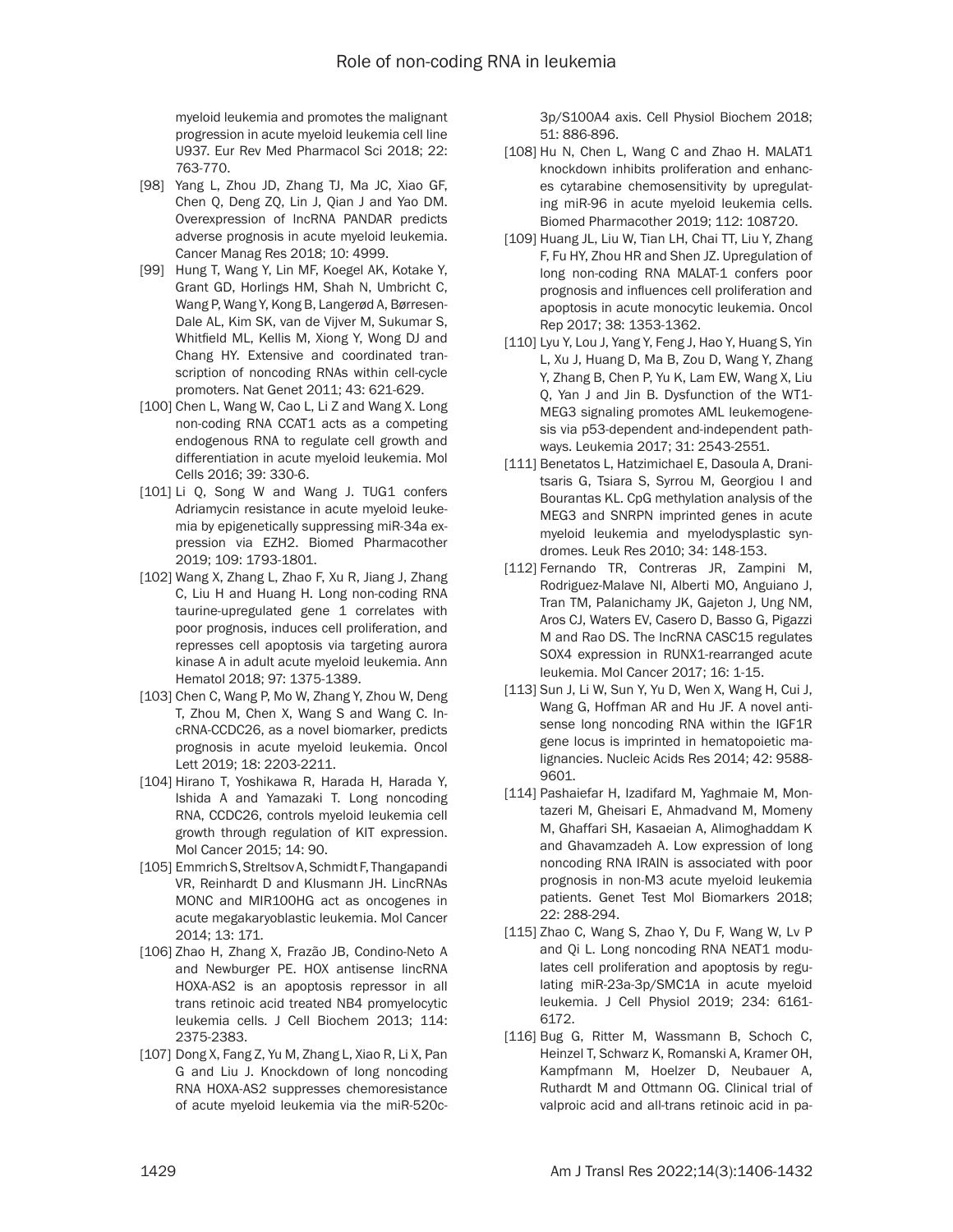myeloid leukemia and promotes the malignant progression in acute myeloid leukemia cell line U937. Eur Rev Med Pharmacol Sci 2018; 22: 763-770.

[98] Yang L, Zhou JD, Zhang TJ, Ma JC, Xiao GF, Chen Q, Deng ZQ, Lin J, Qian J and Yao DM. Overexpression of lncRNA PANDAR predicts adverse prognosis in acute myeloid leukemia. Cancer Manag Res 2018; 10: 4999.

[99] Hung T, Wang Y, Lin MF, Koegel AK, Kotake Y, Grant GD, Horlings HM, Shah N, Umbricht C, Wang P, Wang Y, Kong B, Langerød A, Børresen-Dale AL, Kim SK, van de Vijver M, Sukumar S, Whitfield ML, Kellis M, Xiong Y, Wong DJ and Chang HY. Extensive and coordinated transcription of noncoding RNAs within cell-cycle promoters. Nat Genet 2011; 43: 621-629.

[100] Chen L, Wang W, Cao L, Li Z and Wang X. Long non-coding RNA CCAT1 acts as a competing endogenous RNA to regulate cell growth and differentiation in acute myeloid leukemia. Mol Cells 2016; 39: 330-6.

[101] Li Q, Song W and Wang J. TUG1 confers Adriamycin resistance in acute myeloid leukemia by epigenetically suppressing miR-34a expression via EZH2. Biomed Pharmacother 2019; 109: 1793-1801.

[102] Wang X, Zhang L, Zhao F, Xu R, Jiang J, Zhang C, Liu H and Huang H. Long non-coding RNA taurine-upregulated gene 1 correlates with poor prognosis, induces cell proliferation, and represses cell apoptosis via targeting aurora kinase A in adult acute myeloid leukemia. Ann Hematol 2018; 97: 1375-1389.

[103] Chen C, Wang P, Mo W, Zhang Y, Zhou W, Deng T, Zhou M, Chen X, Wang S and Wang C. lncRNA-CCDC26, as a novel biomarker, predicts prognosis in acute myeloid leukemia. Oncol Lett 2019; 18: 2203-2211.

[104] Hirano T, Yoshikawa R, Harada H, Harada Y, Ishida A and Yamazaki T. Long noncoding RNA, CCDC26, controls myeloid leukemia cell growth through regulation of KIT expression. Mol Cancer 2015; 14: 90.

[105] Emmrich S, Streltsov A, Schmidt F, Thangapandi VR, Reinhardt D and Klusmann JH. LincRNAs MONC and MIR100HG act as oncogenes in acute megakaryoblastic leukemia. Mol Cancer 2014; 13: 171.

[106] Zhao H, Zhang X, Frazão JB, Condino-Neto A and Newburger PE. HOX antisense lincRNA HOXA-AS2 is an apoptosis repressor in all trans retinoic acid treated NB4 promyelocytic leukemia cells. J Cell Biochem 2013; 114: 2375-2383.

[107] Dong X, Fang Z, Yu M, Zhang L, Xiao R, Li X, Pan G and Liu J. Knockdown of long noncoding RNA HOXA-AS2 suppresses chemoresistance of acute myeloid leukemia via the miR-520c-3p/S100A4 axis. Cell Physiol Biochem 2018; 51: 886-896.

[108] Hu N, Chen L, Wang C and Zhao H. MALAT1 knockdown inhibits proliferation and enhances cytarabine chemosensitivity by upregulating miR-96 in acute myeloid leukemia cells. Biomed Pharmacother 2019; 112: 108720.

[109] Huang JL, Liu W, Tian LH, Chai TT, Liu Y, Zhang F, Fu HY, Zhou HR and Shen JZ. Upregulation of long non-coding RNA MALAT-1 confers poor prognosis and influences cell proliferation and apoptosis in acute monocytic leukemia. Oncol Rep 2017; 38: 1353-1362.

[110] Lyu Y, Lou J, Yang Y, Feng J, Hao Y, Huang S, Yin L, Xu J, Huang D, Ma B, Zou D, Wang Y, Zhang Y, Zhang B, Chen P, Yu K, Lam EW, Wang X, Liu Q, Yan J and Jin B. Dysfunction of the WT1-MEG3 signaling promotes AML leukemogenesis via p53-dependent and-independent pathways. Leukemia 2017; 31: 2543-2551.

[111] Benetatos L, Hatzimichael E, Dasoula A, Dranitsaris G, Tsiara S, Syrrou M, Georgiou I and Bourantas KL. CpG methylation analysis of the MEG3 and SNRPN imprinted genes in acute myeloid leukemia and myelodysplastic syndromes. Leuk Res 2010; 34: 148-153.

[112] Fernando TR, Contreras JR, Zampini M, Rodriguez-Malave NI, Alberti MO, Anguiano J, Tran TM, Palanichamy JK, Gajeton J, Ung NM, Aros CJ, Waters EV, Casero D, Basso G, Pigazzi M and Rao DS. The lncRNA CASC15 regulates SOX4 expression in RUNX1-rearranged acute leukemia. Mol Cancer 2017; 16: 1-15.

[113] Sun J, Li W, Sun Y, Yu D, Wen X, Wang H, Cui J, Wang G, Hoffman AR and Hu JF. A novel antisense long noncoding RNA within the IGF1R gene locus is imprinted in hematopoietic malignancies. Nucleic Acids Res 2014; 42: 9588-9601.

[114] Pashaiefar H, Izadifard M, Yaghmaie M, Montazeri M, Gheisari E, Ahmadvand M, Momeny M, Ghaffari SH, Kasaeian A, Alimoghaddam K and Ghavamzadeh A. Low expression of long noncoding RNA IRAIN is associated with poor prognosis in non-M3 acute myeloid leukemia patients. Genet Test Mol Biomarkers 2018; 22: 288-294.

[115] Zhao C, Wang S, Zhao Y, Du F, Wang W, Lv P and Qi L. Long noncoding RNA NEAT1 modulates cell proliferation and apoptosis by regulating miR-23a-3p/SMC1A in acute myeloid leukemia. J Cell Physiol 2019; 234: 6161-6172.

[116] Bug G, Ritter M, Wassmann B, Schoch C, Heinzel T, Schwarz K, Romanski A, Kramer OH, Kampfmann M, Hoelzer D, Neubauer A, Ruthardt M and Ottmann OG. Clinical trial of valproic acid and all-trans retinoic acid in pa-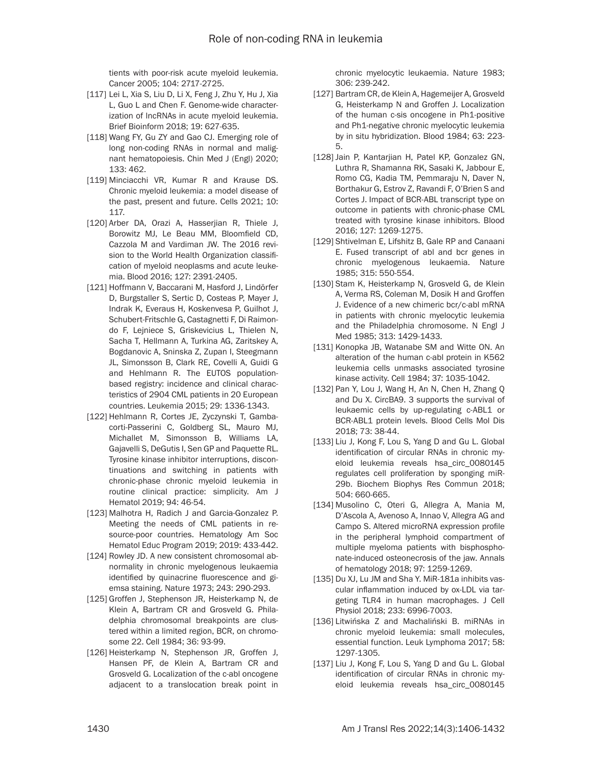tients with poor-risk acute myeloid leukemia. Cancer 2005; 104: 2717-2725.

[117] Lei L, Xia S, Liu D, Li X, Feng J, Zhu Y, Hu J, Xia L, Guo L and Chen F. Genome-wide characterization of lncRNAs in acute myeloid leukemia. Brief Bioinform 2018; 19: 627-635.

[118] Wang FY, Gu ZY and Gao CJ. Emerging role of long non-coding RNAs in normal and malignant hematopoiesis. Chin Med J (Engl) 2020; 133: 462.

[119] Minciacchi VR, Kumar R and Krause DS. Chronic myeloid leukemia: a model disease of the past, present and future. Cells 2021; 10: 117.

[120] Arber DA, Orazi A, Hasserjian R, Thiele J, Borowitz MJ, Le Beau MM, Bloomfield CD, Cazzola M and Vardiman JW. The 2016 revision to the World Health Organization classification of myeloid neoplasms and acute leukemia. Blood 2016; 127: 2391-2405.

[121] Hoffmann V, Baccarani M, Hasford J, Lindörfer D, Burgstaller S, Sertic D, Costeas P, Mayer J, Indrak K, Everaus H, Koskenvesa P, Guilhot J, Schubert-Fritschle G, Castagnetti F, Di Raimondo F, Lejniece S, Griskevicius L, Thielen N, Sacha T, Hellmann A, Turkina AG, Zaritskey A, Bogdanovic A, Sninska Z, Zupan I, Steegmann JL, Simonsson B, Clark RE, Covelli A, Guidi G and Hehlmann R. The EUTOS population-based registry: incidence and clinical characteristics of 2904 CML patients in 20 European countries. Leukemia 2015; 29: 1336-1343.

[122] Hehlmann R, Cortes JE, Zyczynski T, Gambacorti-Passerini C, Goldberg SL, Mauro MJ, Michallet M, Simonsson B, Williams LA, Gajavelli S, DeGutis I, Sen GP and Paquette RL. Tyrosine kinase inhibitor interruptions, discontinuations and switching in patients with chronic-phase chronic myeloid leukemia in routine clinical practice: simplicity. Am J Hematol 2019; 94: 46-54.

[123] Malhotra H, Radich J and Garcia-Gonzalez P. Meeting the needs of CML patients in resource-poor countries. Hematology Am Soc Hematol Educ Program 2019; 2019: 433-442.

[124] Rowley JD. A new consistent chromosomal abnormality in chronic myelogenous leukaemia identified by quinacrine fluorescence and giemsa staining. Nature 1973; 243: 290-293.

[125] Groffen J, Stephenson JR, Heisterkamp N, de Klein A, Bartram CR and Grosveld G. Philadelphia chromosomal breakpoints are clustered within a limited region, BCR, on chromosome 22. Cell 1984; 36: 93-99.

[126] Heisterkamp N, Stephenson JR, Groffen J, Hansen PF, de Klein A, Bartram CR and Grosveld G. Localization of the c-abl oncogene adjacent to a translocation break point in chronic myelocytic leukaemia. Nature 1983; 306: 239-242.

[127] Bartram CR, de Klein A, Hagemeijer A, Grosveld G, Heisterkamp N and Groffen J. Localization of the human c-sis oncogene in Ph1-positive and Ph1-negative chronic myelocytic leukemia by in situ hybridization. Blood 1984; 63: 223-5.

[128] Jain P, Kantarjian H, Patel KP, Gonzalez GN, Luthra R, Shamanna RK, Sasaki K, Jabbour E, Romo CG, Kadia TM, Pemmaraju N, Daver N, Borthakur G, Estrov Z, Ravandi F, O'Brien S and Cortes J. Impact of BCR-ABL transcript type on outcome in patients with chronic-phase CML treated with tyrosine kinase inhibitors. Blood 2016; 127: 1269-1275.

[129] Shtivelman E, Lifshitz B, Gale RP and Canaani E. Fused transcript of abl and bcr genes in chronic myelogenous leukaemia. Nature 1985; 315: 550-554.

[130] Stam K, Heisterkamp N, Grosveld G, de Klein A, Verma RS, Coleman M, Dosik H and Groffen J. Evidence of a new chimeric bcr/c-abl mRNA in patients with chronic myelocytic leukemia and the Philadelphia chromosome. N Engl J Med 1985; 313: 1429-1433.

[131] Konopka JB, Watanabe SM and Witte ON. An alteration of the human c-abl protein in K562 leukemia cells unmasks associated tyrosine kinase activity. Cell 1984; 37: 1035-1042.

[132] Pan Y, Lou J, Wang H, An N, Chen H, Zhang Q and Du X. CircBA9. 3 supports the survival of leukaemic cells by up-regulating c-ABL1 or BCR-ABL1 protein levels. Blood Cells Mol Dis 2018; 73: 38-44.

[133] Liu J, Kong F, Lou S, Yang D and Gu L. Global identification of circular RNAs in chronic myeloid leukemia reveals hsa_circ_0080145 regulates cell proliferation by sponging miR-29b. Biochem Biophys Res Commun 2018; 504: 660-665.

[134] Musolino C, Oteri G, Allegra A, Mania M, D'Ascola A, Avenoso A, Innao V, Allegra AG and Campo S. Altered microRNA expression profile in the peripheral lymphoid compartment of multiple myeloma patients with bisphosphonate-induced osteonecrosis of the jaw. Annals of hematology 2018; 97: 1259-1269.

[135] Du XJ, Lu JM and Sha Y. MiR-181a inhibits vascular inflammation induced by ox-LDL via targeting TLR4 in human macrophages. J Cell Physiol 2018; 233: 6996-7003.

[136] Litwińska Z and Machaliński B. miRNAs in chronic myeloid leukemia: small molecules, essential function. Leuk Lymphoma 2017; 58: 1297-1305.

[137] Liu J, Kong F, Lou S, Yang D and Gu L. Global identification of circular RNAs in chronic myeloid leukemia reveals hsa_circ_0080145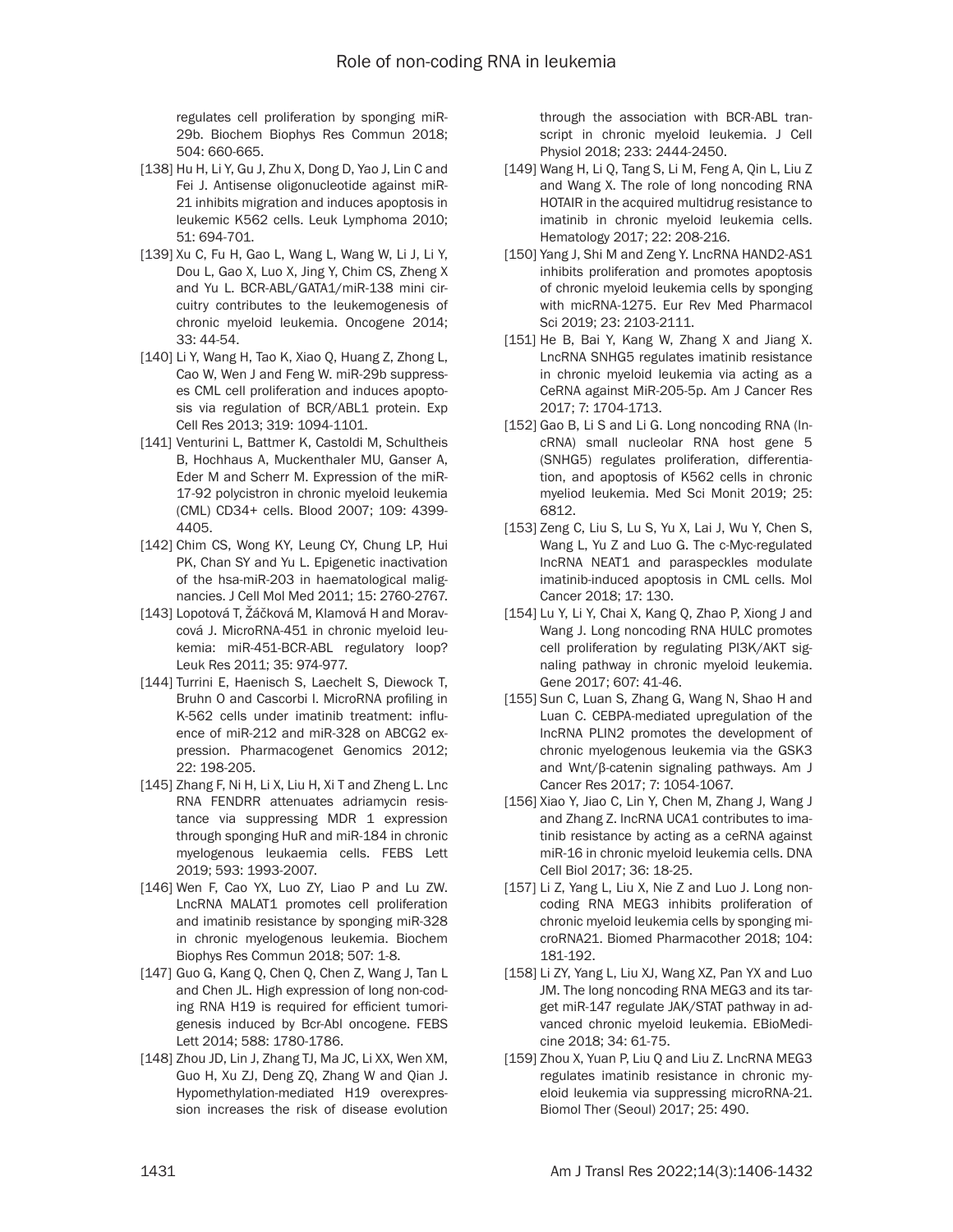regulates cell proliferation by sponging miR-29b. Biochem Biophys Res Commun 2018; 504: 660-665.

[138] Hu H, Li Y, Gu J, Zhu X, Dong D, Yao J, Lin C and Fei J. Antisense oligonucleotide against miR-21 inhibits migration and induces apoptosis in leukemic K562 cells. Leuk Lymphoma 2010; 51: 694-701.

[139] Xu C, Fu H, Gao L, Wang L, Wang W, Li J, Li Y, Dou L, Gao X, Luo X, Jing Y, Chim CS, Zheng X and Yu L. BCR-ABL/GATA1/miR-138 mini circuitry contributes to the leukemogenesis of chronic myeloid leukemia. Oncogene 2014; 33: 44-54.

[140] Li Y, Wang H, Tao K, Xiao Q, Huang Z, Zhong L, Cao W, Wen J and Feng W. miR-29b suppresses CML cell proliferation and induces apoptosis via regulation of BCR/ABL1 protein. Exp Cell Res 2013; 319: 1094-1101.

[141] Venturini L, Battmer K, Castoldi M, Schultheis B, Hochhaus A, Muckenthaler MU, Ganser A, Eder M and Scherr M. Expression of the miR-17-92 polycistron in chronic myeloid leukemia (CML) CD34+ cells. Blood 2007; 109: 4399-4405.

[142] Chim CS, Wong KY, Leung CY, Chung LP, Hui PK, Chan SY and Yu L. Epigenetic inactivation of the hsa-miR-203 in haematological malignancies. J Cell Mol Med 2011; 15: 2760-2767.

[143] Lopotová T, Žáčková M, Klamová H and Moravcová J. MicroRNA-451 in chronic myeloid leukemia: miR-451-BCR-ABL regulatory loop? Leuk Res 2011; 35: 974-977.

[144] Turrini E, Haenisch S, Laechelt S, Diewock T, Bruhn O and Cascorbi I. MicroRNA profiling in K-562 cells under imatinib treatment: influence of miR-212 and miR-328 on ABCG2 expression. Pharmacogenet Genomics 2012; 22: 198-205.

[145] Zhang F, Ni H, Li X, Liu H, Xi T and Zheng L. Lnc RNA FENDRR attenuates adriamycin resistance via suppressing MDR 1 expression through sponging HuR and miR-184 in chronic myelogenous leukaemia cells. FEBS Lett 2019; 593: 1993-2007.

[146] Wen F, Cao YX, Luo ZY, Liao P and Lu ZW. LncRNA MALAT1 promotes cell proliferation and imatinib resistance by sponging miR-328 in chronic myelogenous leukemia. Biochem Biophys Res Commun 2018; 507: 1-8.

[147] Guo G, Kang Q, Chen Q, Chen Z, Wang J, Tan L and Chen JL. High expression of long non-coding RNA H19 is required for efficient tumorigenesis induced by Bcr-Abl oncogene. FEBS Lett 2014; 588: 1780-1786.

[148] Zhou JD, Lin J, Zhang TJ, Ma JC, Li XX, Wen XM, Guo H, Xu ZJ, Deng ZQ, Zhang W and Qian J. Hypomethylation-mediated H19 overexpression increases the risk of disease evolution through the association with BCR-ABL transcript in chronic myeloid leukemia. J Cell Physiol 2018; 233: 2444-2450.

[149] Wang H, Li Q, Tang S, Li M, Feng A, Qin L, Liu Z and Wang X. The role of long noncoding RNA HOTAIR in the acquired multidrug resistance to imatinib in chronic myeloid leukemia cells. Hematology 2017; 22: 208-216.

[150] Yang J, Shi M and Zeng Y. LncRNA HAND2-AS1 inhibits proliferation and promotes apoptosis of chronic myeloid leukemia cells by sponging with micRNA-1275. Eur Rev Med Pharmacol Sci 2019; 23: 2103-2111.

[151] He B, Bai Y, Kang W, Zhang X and Jiang X. LncRNA SNHG5 regulates imatinib resistance in chronic myeloid leukemia via acting as a CeRNA against MiR-205-5p. Am J Cancer Res 2017; 7: 1704-1713.

[152] Gao B, Li S and Li G. Long noncoding RNA (lncRNA) small nucleolar RNA host gene 5 (SNHG5) regulates proliferation, differentiation, and apoptosis of K562 cells in chronic myeliod leukemia. Med Sci Monit 2019; 25: 6812.

[153] Zeng C, Liu S, Lu S, Yu X, Lai J, Wu Y, Chen S, Wang L, Yu Z and Luo G. The c-Myc-regulated lncRNA NEAT1 and paraspeckles modulate imatinib-induced apoptosis in CML cells. Mol Cancer 2018; 17: 130.

[154] Lu Y, Li Y, Chai X, Kang Q, Zhao P, Xiong J and Wang J. Long noncoding RNA HULC promotes cell proliferation by regulating PI3K/AKT signaling pathway in chronic myeloid leukemia. Gene 2017; 607: 41-46.

[155] Sun C, Luan S, Zhang G, Wang N, Shao H and Luan C. CEBPA-mediated upregulation of the lncRNA PLIN2 promotes the development of chronic myelogenous leukemia via the GSK3 and Wnt/β-catenin signaling pathways. Am J Cancer Res 2017; 7: 1054-1067.

[156] Xiao Y, Jiao C, Lin Y, Chen M, Zhang J, Wang J and Zhang Z. lncRNA UCA1 contributes to imatinib resistance by acting as a ceRNA against miR-16 in chronic myeloid leukemia cells. DNA Cell Biol 2017; 36: 18-25.

[157] Li Z, Yang L, Liu X, Nie Z and Luo J. Long noncoding RNA MEG3 inhibits proliferation of chronic myeloid leukemia cells by sponging microRNA21. Biomed Pharmacother 2018; 104: 181-192.

[158] Li ZY, Yang L, Liu XJ, Wang XZ, Pan YX and Luo JM. The long noncoding RNA MEG3 and its target miR-147 regulate JAK/STAT pathway in advanced chronic myeloid leukemia. EBioMedicine 2018; 34: 61-75.

[159] Zhou X, Yuan P, Liu Q and Liu Z. LncRNA MEG3 regulates imatinib resistance in chronic myeloid leukemia via suppressing microRNA-21. Biomol Ther (Seoul) 2017; 25: 490.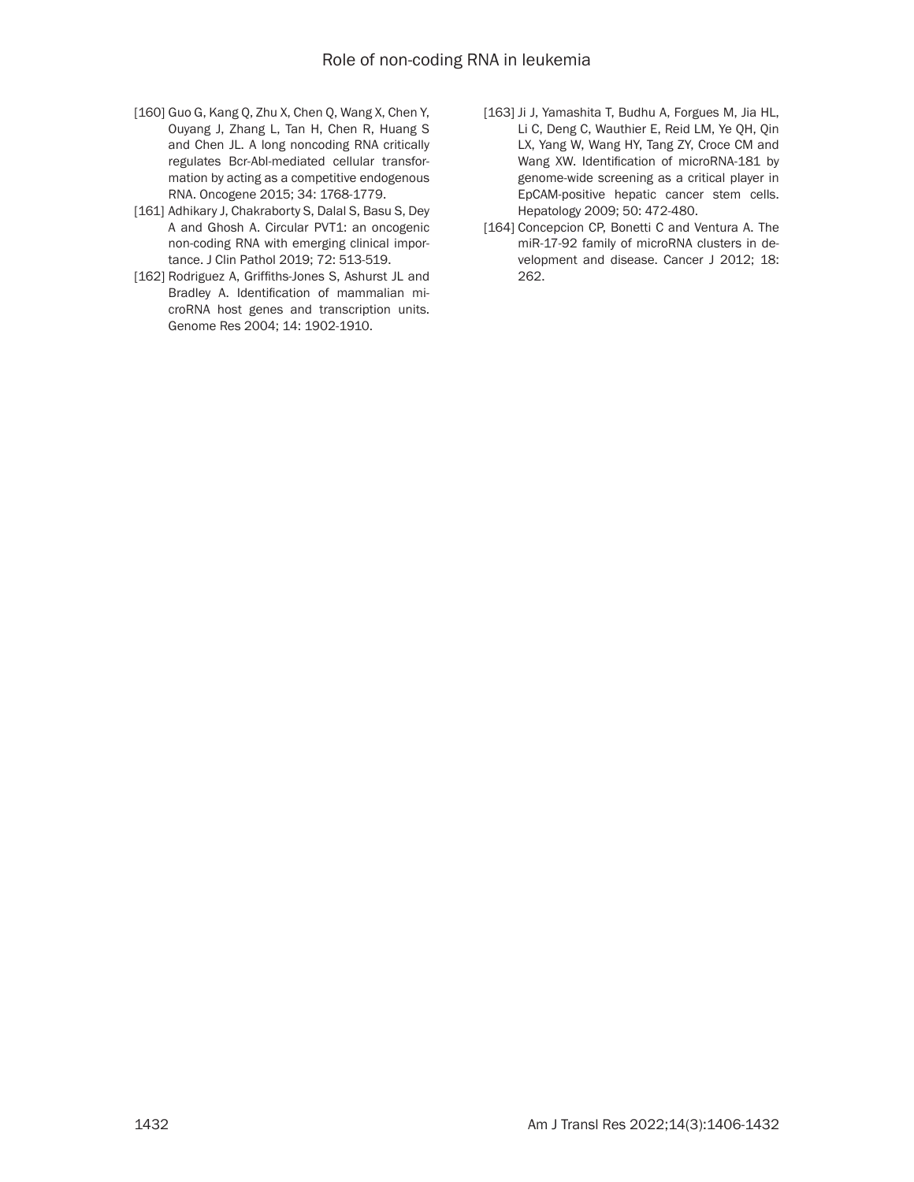[160] Guo G, Kang Q, Zhu X, Chen Q, Wang X, Chen Y, Ouyang J, Zhang L, Tan H, Chen R, Huang S and Chen JL. A long noncoding RNA critically regulates Bcr-Abl-mediated cellular transformation by acting as a competitive endogenous RNA. Oncogene 2015; 34: 1768-1779.

[161] Adhikary J, Chakraborty S, Dalal S, Basu S, Dey A and Ghosh A. Circular PVT1: an oncogenic non-coding RNA with emerging clinical importance. J Clin Pathol 2019; 72: 513-519.

[162] Rodriguez A, Griffiths-Jones S, Ashurst JL and Bradley A. Identification of mammalian microRNA host genes and transcription units. Genome Res 2004; 14: 1902-1910.

[163] Ji J, Yamashita T, Budhu A, Forgues M, Jia HL, Li C, Deng C, Wauthier E, Reid LM, Ye QH, Qin LX, Yang W, Wang HY, Tang ZY, Croce CM and Wang XW. Identification of microRNA-181 by genome-wide screening as a critical player in EpCAM-positive hepatic cancer stem cells. Hepatology 2009; 50: 472-480.

[164] Concepcion CP, Bonetti C and Ventura A. The miR-17-92 family of microRNA clusters in development and disease. Cancer J 2012; 18: 262.